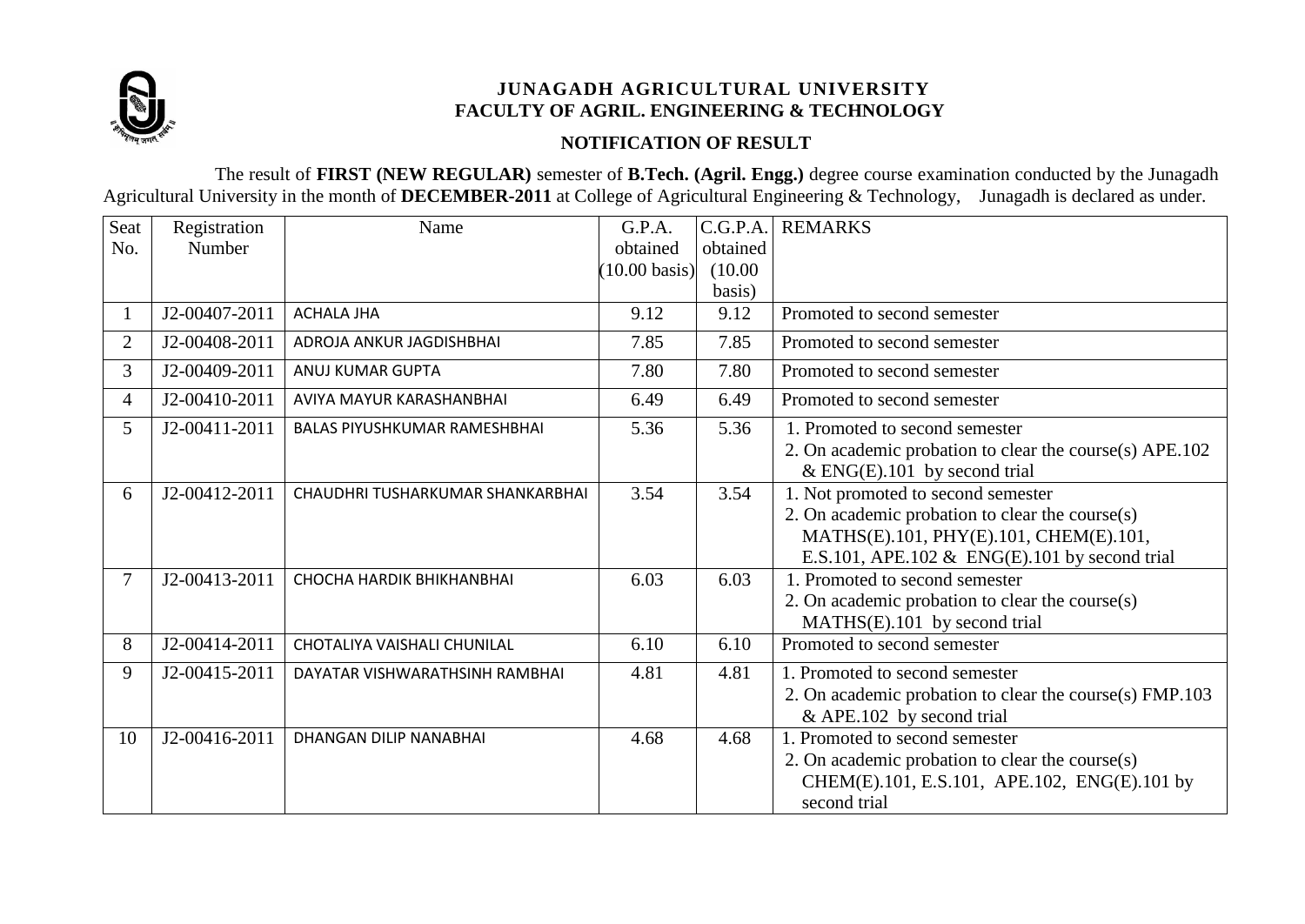# JUNAGADH AGRICULTURAL UNIVERSITY
## FACULTY OF AGRIL. ENGINEERING & TECHNOLOGY

### NOTIFICATION OF RESULT

The result of **FIRST (NEW REGULAR)** semester of **B.Tech. (Agril. Engg.)** degree course examination conducted by the Junagadh Agricultural University in the month of **DECEMBER-2011** at College of Agricultural Engineering & Technology, Junagadh is declared as under.

| Seat No. | Registration Number | Name | G.P.A. obtained (10.00 basis) | C.G.P.A. obtained (10.00 basis) | REMARKS |
|---|---|---|---|---|---|
| 1 | J2-00407-2011 | ACHALA JHA | 9.12 | 9.12 | Promoted to second semester |
| 2 | J2-00408-2011 | ADROJA ANKUR JAGDISHBHAI | 7.85 | 7.85 | Promoted to second semester |
| 3 | J2-00409-2011 | ANUJ KUMAR GUPTA | 7.80 | 7.80 | Promoted to second semester |
| 4 | J2-00410-2011 | AVIYA MAYUR KARASHANBHAI | 6.49 | 6.49 | Promoted to second semester |
| 5 | J2-00411-2011 | BALAS PIYUSHKUMAR RAMESHBHAI | 5.36 | 5.36 | 1. Promoted to second semester 2. On academic probation to clear the course(s) APE.102 & ENG(E).101 by second trial |
| 6 | J2-00412-2011 | CHAUDHRI TUSHARKUMAR SHANKARBHAI | 3.54 | 3.54 | 1. Not promoted to second semester 2. On academic probation to clear the course(s) MATHS(E).101, PHY(E).101, CHEM(E).101, E.S.101, APE.102 & ENG(E).101 by second trial |
| 7 | J2-00413-2011 | CHOCHA HARDIK BHIKHANBHAI | 6.03 | 6.03 | 1. Promoted to second semester 2. On academic probation to clear the course(s) MATHS(E).101 by second trial |
| 8 | J2-00414-2011 | CHOTALIYA VAISHALI CHUNILAL | 6.10 | 6.10 | Promoted to second semester |
| 9 | J2-00415-2011 | DAYATAR VISHWARATHSINH RAMBHAI | 4.81 | 4.81 | 1. Promoted to second semester 2. On academic probation to clear the course(s) FMP.103 & APE.102 by second trial |
| 10 | J2-00416-2011 | DHANGAN DILIP NANABHAI | 4.68 | 4.68 | 1. Promoted to second semester 2. On academic probation to clear the course(s) CHEM(E).101, E.S.101, APE.102, ENG(E).101 by second trial |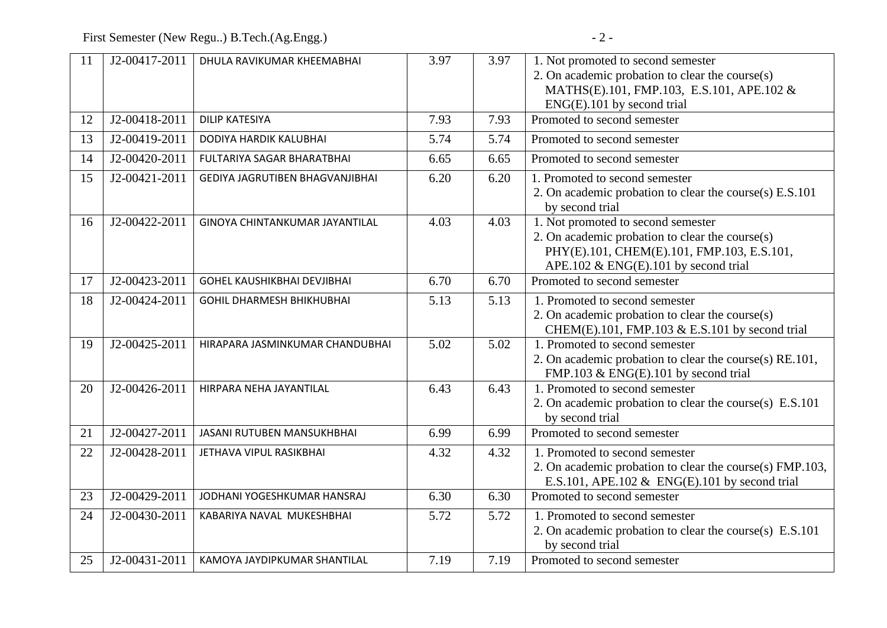| 11 | J2-00417-2011 | DHULA RAVIKUMAR KHEEMABHAI | 3.97 | 3.97 | 1. Not promoted to second semester 2. On academic probation to clear the course(s) MATHS(E).101, FMP.103, E.S.101, APE.102 & ENG(E).101 by second trial |
|---|---|---|---|---|---|
| 12 | J2-00418-2011 | DILIP KATESIYA | 7.93 | 7.93 | Promoted to second semester |
| 13 | J2-00419-2011 | DODIYA HARDIK KALUBHAI | 5.74 | 5.74 | Promoted to second semester |
| 14 | J2-00420-2011 | FULTARIYA SAGAR BHARATBHAI | 6.65 | 6.65 | Promoted to second semester |
| 15 | J2-00421-2011 | GEDIYA JAGRUTIBEN BHAGVANJIBHAI | 6.20 | 6.20 | 1. Promoted to second semester 2. On academic probation to clear the course(s) E.S.101 by second trial |
| 16 | J2-00422-2011 | GINOYA CHINTANKUMAR JAYANTILAL | 4.03 | 4.03 | 1. Not promoted to second semester 2. On academic probation to clear the course(s) PHY(E).101, CHEM(E).101, FMP.103, E.S.101, APE.102 & ENG(E).101 by second trial |
| 17 | J2-00423-2011 | GOHEL KAUSHIKBHAI DEVJIBHAI | 6.70 | 6.70 | Promoted to second semester |
| 18 | J2-00424-2011 | GOHIL DHARMESH BHIKHUBHAI | 5.13 | 5.13 | 1. Promoted to second semester 2. On academic probation to clear the course(s) CHEM(E).101, FMP.103 & E.S.101 by second trial |
| 19 | J2-00425-2011 | HIRAPARA JASMINKUMAR CHANDUBHAI | 5.02 | 5.02 | 1. Promoted to second semester 2. On academic probation to clear the course(s) RE.101, FMP.103 & ENG(E).101 by second trial |
| 20 | J2-00426-2011 | HIRPARA NEHA JAYANTILAL | 6.43 | 6.43 | 1. Promoted to second semester 2. On academic probation to clear the course(s) E.S.101 by second trial |
| 21 | J2-00427-2011 | JASANI RUTUBEN MANSUKHBHAI | 6.99 | 6.99 | Promoted to second semester |
| 22 | J2-00428-2011 | JETHAVA VIPUL RASIKBHAI | 4.32 | 4.32 | 1. Promoted to second semester 2. On academic probation to clear the course(s) FMP.103, E.S.101, APE.102 & ENG(E).101 by second trial |
| 23 | J2-00429-2011 | JODHANI YOGESHKUMAR HANSRAJ | 6.30 | 6.30 | Promoted to second semester |
| 24 | J2-00430-2011 | KABARIYA NAVAL MUKESHBHAI | 5.72 | 5.72 | 1. Promoted to second semester 2. On academic probation to clear the course(s) E.S.101 by second trial |
| 25 | J2-00431-2011 | KAMOYA JAYDIPKUMAR SHANTILAL | 7.19 | 7.19 | Promoted to second semester |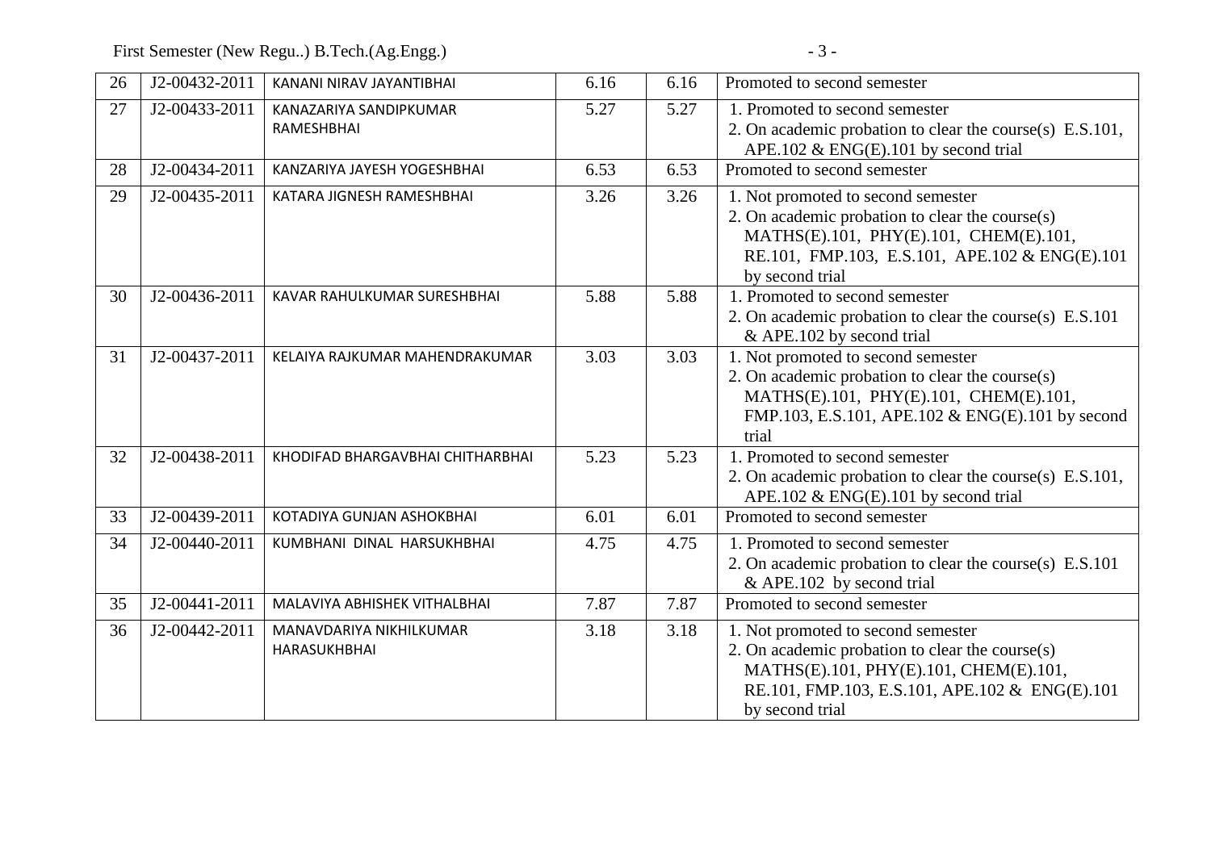| 26 | J2-00432-2011 | KANANI NIRAV JAYANTIBHAI | 6.16 | 6.16 | Promoted to second semester |
|---|---|---|---|---|---|
| 27 | J2-00433-2011 | KANAZARIYA SANDIPKUMAR RAMESHBHAI | 5.27 | 5.27 | 1. Promoted to second semester<br>2. On academic probation to clear the course(s) E.S.101, APE.102 & ENG(E).101 by second trial |
| 28 | J2-00434-2011 | KANZARIYA JAYESH YOGESHBHAI | 6.53 | 6.53 | Promoted to second semester |
| 29 | J2-00435-2011 | KATARA JIGNESH RAMESHBHAI | 3.26 | 3.26 | 1. Not promoted to second semester<br>2. On academic probation to clear the course(s) MATHS(E).101, PHY(E).101, CHEM(E).101, RE.101, FMP.103, E.S.101, APE.102 & ENG(E).101 by second trial |
| 30 | J2-00436-2011 | KAVAR RAHULKUMAR SURESHBHAI | 5.88 | 5.88 | 1. Promoted to second semester<br>2. On academic probation to clear the course(s) E.S.101 & APE.102 by second trial |
| 31 | J2-00437-2011 | KELAIYA RAJKUMAR MAHENDRAKUMAR | 3.03 | 3.03 | 1. Not promoted to second semester<br>2. On academic probation to clear the course(s) MATHS(E).101, PHY(E).101, CHEM(E).101, FMP.103, E.S.101, APE.102 & ENG(E).101 by second trial |
| 32 | J2-00438-2011 | KHODIFAD BHARGAVBHAI CHITHARBHAI | 5.23 | 5.23 | 1. Promoted to second semester<br>2. On academic probation to clear the course(s) E.S.101, APE.102 & ENG(E).101 by second trial |
| 33 | J2-00439-2011 | KOTADIYA GUNJAN ASHOKBHAI | 6.01 | 6.01 | Promoted to second semester |
| 34 | J2-00440-2011 | KUMBHANI DINAL HARSUKHBHAI | 4.75 | 4.75 | 1. Promoted to second semester<br>2. On academic probation to clear the course(s) E.S.101 & APE.102 by second trial |
| 35 | J2-00441-2011 | MALAVIYA ABHISHEK VITHALBHAI | 7.87 | 7.87 | Promoted to second semester |
| 36 | J2-00442-2011 | MANAVDARIYA NIKHILKUMAR HARASUKHBHAI | 3.18 | 3.18 | 1. Not promoted to second semester<br>2. On academic probation to clear the course(s) MATHS(E).101, PHY(E).101, CHEM(E).101, RE.101, FMP.103, E.S.101, APE.102 & ENG(E).101 by second trial |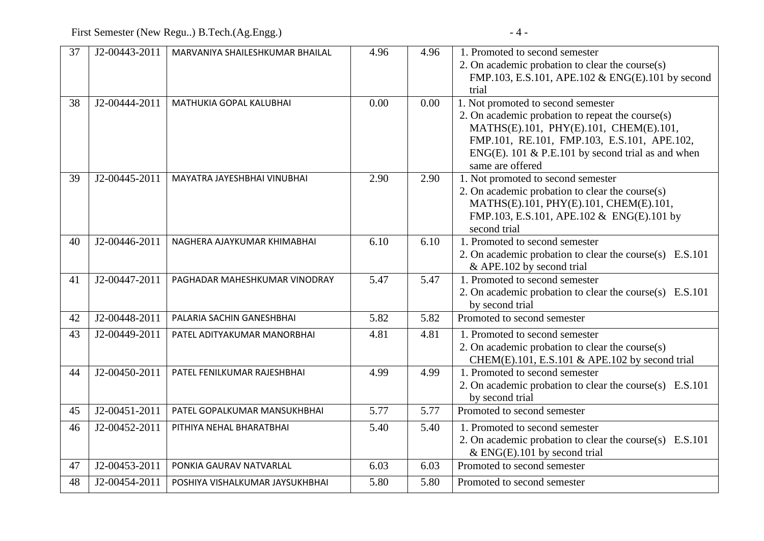| 37 | J2-00443-2011 | MARVANIYA SHAILESHKUMAR BHAILAL | 4.96 | 4.96 | 1. Promoted to second semester<br>2. On academic probation to clear the course(s) FMP.103, E.S.101, APE.102 & ENG(E).101 by second trial |
|---|---|---|---|---|---|
| 38 | J2-00444-2011 | MATHUKIA GOPAL KALUBHAI | 0.00 | 0.00 | 1. Not promoted to second semester<br>2. On academic probation to repeat the course(s) MATHS(E).101, PHY(E).101, CHEM(E).101, FMP.101, RE.101, FMP.103, E.S.101, APE.102, ENG(E). 101 & P.E.101 by second trial as and when same are offered |
| 39 | J2-00445-2011 | MAYATRA JAYESHBHAI VINUBHAI | 2.90 | 2.90 | 1. Not promoted to second semester<br>2. On academic probation to clear the course(s) MATHS(E).101, PHY(E).101, CHEM(E).101, FMP.103, E.S.101, APE.102 & ENG(E).101 by second trial |
| 40 | J2-00446-2011 | NAGHERA AJAYKUMAR KHIMABHAI | 6.10 | 6.10 | 1. Promoted to second semester<br>2. On academic probation to clear the course(s) E.S.101 & APE.102 by second trial |
| 41 | J2-00447-2011 | PAGHADAR MAHESHKUMAR VINODRAY | 5.47 | 5.47 | 1. Promoted to second semester<br>2. On academic probation to clear the course(s) E.S.101 by second trial |
| 42 | J2-00448-2011 | PALARIA SACHIN GANESHBHAI | 5.82 | 5.82 | Promoted to second semester |
| 43 | J2-00449-2011 | PATEL ADITYAKUMAR MANORBHAI | 4.81 | 4.81 | 1. Promoted to second semester<br>2. On academic probation to clear the course(s) CHEM(E).101, E.S.101 & APE.102 by second trial |
| 44 | J2-00450-2011 | PATEL FENILKUMAR RAJESHBHAI | 4.99 | 4.99 | 1. Promoted to second semester<br>2. On academic probation to clear the course(s) E.S.101 by second trial |
| 45 | J2-00451-2011 | PATEL GOPALKUMAR MANSUKHBHAI | 5.77 | 5.77 | Promoted to second semester |
| 46 | J2-00452-2011 | PITHIYA NEHAL BHARATBHAI | 5.40 | 5.40 | 1. Promoted to second semester<br>2. On academic probation to clear the course(s) E.S.101 & ENG(E).101 by second trial |
| 47 | J2-00453-2011 | PONKIA GAURAV NATVARLAL | 6.03 | 6.03 | Promoted to second semester |
| 48 | J2-00454-2011 | POSHIYA VISHALKUMAR JAYSUKHBHAI | 5.80 | 5.80 | Promoted to second semester |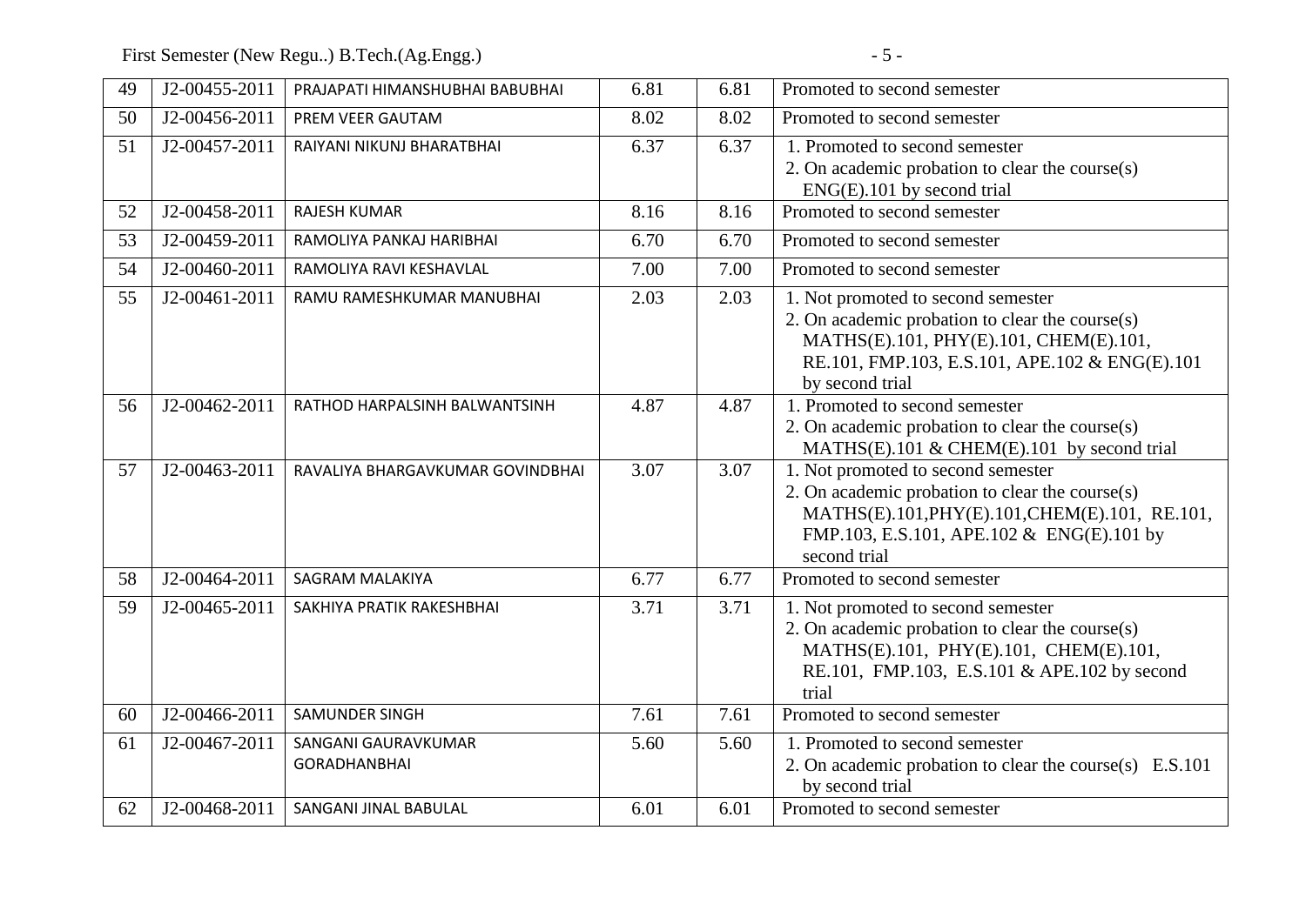| 49 | J2-00455-2011 | PRAJAPATI HIMANSHUBHAI BABUBHAI | 6.81 | 6.81 | Promoted to second semester |
|---|---|---|---|---|---|
| 50 | J2-00456-2011 | PREM VEER GAUTAM | 8.02 | 8.02 | Promoted to second semester |
| 51 | J2-00457-2011 | RAIYANI NIKUNJ BHARATBHAI | 6.37 | 6.37 | 1. Promoted to second semester<br>2. On academic probation to clear the course(s) ENG(E).101 by second trial |
| 52 | J2-00458-2011 | RAJESH KUMAR | 8.16 | 8.16 | Promoted to second semester |
| 53 | J2-00459-2011 | RAMOLIYA PANKAJ HARIBHAI | 6.70 | 6.70 | Promoted to second semester |
| 54 | J2-00460-2011 | RAMOLIYA RAVI KESHAVLAL | 7.00 | 7.00 | Promoted to second semester |
| 55 | J2-00461-2011 | RAMU RAMESHKUMAR MANUBHAI | 2.03 | 2.03 | 1. Not promoted to second semester<br>2. On academic probation to clear the course(s) MATHS(E).101, PHY(E).101, CHEM(E).101, RE.101, FMP.103, E.S.101, APE.102 & ENG(E).101 by second trial |
| 56 | J2-00462-2011 | RATHOD HARPALSINH BALWANTSINH | 4.87 | 4.87 | 1. Promoted to second semester<br>2. On academic probation to clear the course(s) MATHS(E).101 & CHEM(E).101 by second trial |
| 57 | J2-00463-2011 | RAVALIYA BHARGAVKUMAR GOVINDBHAI | 3.07 | 3.07 | 1. Not promoted to second semester<br>2. On academic probation to clear the course(s) MATHS(E).101,PHY(E).101,CHEM(E).101, RE.101, FMP.103, E.S.101, APE.102 & ENG(E).101 by second trial |
| 58 | J2-00464-2011 | SAGRAM MALAKIYA | 6.77 | 6.77 | Promoted to second semester |
| 59 | J2-00465-2011 | SAKHIYA PRATIK RAKESHBHAI | 3.71 | 3.71 | 1. Not promoted to second semester<br>2. On academic probation to clear the course(s) MATHS(E).101, PHY(E).101, CHEM(E).101, RE.101, FMP.103, E.S.101 & APE.102 by second trial |
| 60 | J2-00466-2011 | SAMUNDER SINGH | 7.61 | 7.61 | Promoted to second semester |
| 61 | J2-00467-2011 | SANGANI GAURAVKUMAR GORADHANBHAI | 5.60 | 5.60 | 1. Promoted to second semester<br>2. On academic probation to clear the course(s) E.S.101 by second trial |
| 62 | J2-00468-2011 | SANGANI JINAL BABULAL | 6.01 | 6.01 | Promoted to second semester |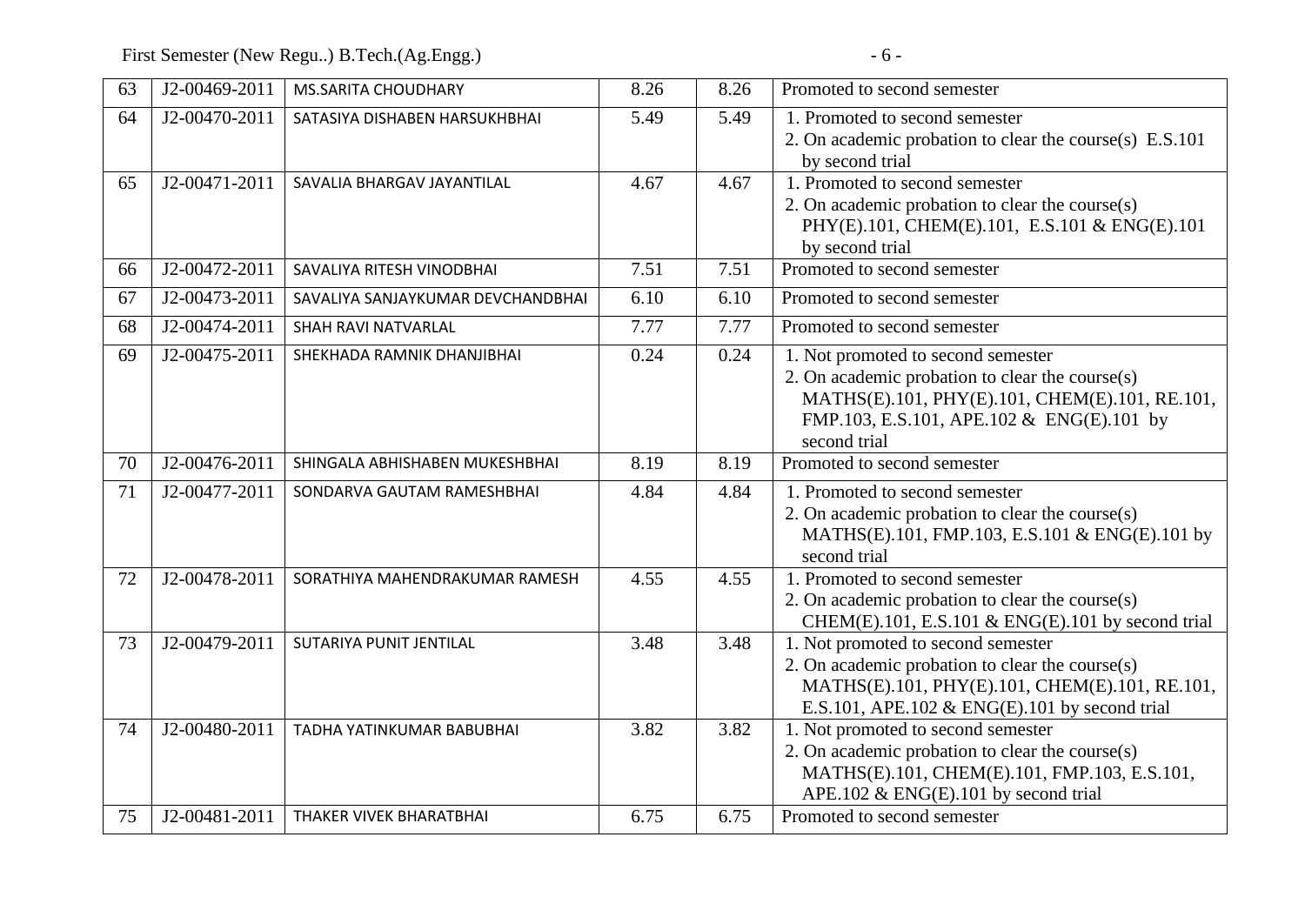| 63 | J2-00469-2011 | MS.SARITA CHOUDHARY | 8.26 | 8.26 | Promoted to second semester |
|---|---|---|---|---|---|
| 64 | J2-00470-2011 | SATASIYA DISHABEN HARSUKHBHAI | 5.49 | 5.49 | 1. Promoted to second semester<br>2. On academic probation to clear the course(s) E.S.101 by second trial |
| 65 | J2-00471-2011 | SAVALIA BHARGAV JAYANTILAL | 4.67 | 4.67 | 1. Promoted to second semester<br>2. On academic probation to clear the course(s) PHY(E).101, CHEM(E).101, E.S.101 & ENG(E).101 by second trial |
| 66 | J2-00472-2011 | SAVALIYA RITESH VINODBHAI | 7.51 | 7.51 | Promoted to second semester |
| 67 | J2-00473-2011 | SAVALIYA SANJAYKUMAR DEVCHANDBHAI | 6.10 | 6.10 | Promoted to second semester |
| 68 | J2-00474-2011 | SHAH RAVI NATVARLAL | 7.77 | 7.77 | Promoted to second semester |
| 69 | J2-00475-2011 | SHEKHADA RAMNIK DHANJIBHAI | 0.24 | 0.24 | 1. Not promoted to second semester<br>2. On academic probation to clear the course(s) MATHS(E).101, PHY(E).101, CHEM(E).101, RE.101, FMP.103, E.S.101, APE.102 & ENG(E).101 by second trial |
| 70 | J2-00476-2011 | SHINGALA ABHISHABEN MUKESHBHAI | 8.19 | 8.19 | Promoted to second semester |
| 71 | J2-00477-2011 | SONDARVA GAUTAM RAMESHBHAI | 4.84 | 4.84 | 1. Promoted to second semester<br>2. On academic probation to clear the course(s) MATHS(E).101, FMP.103, E.S.101 & ENG(E).101 by second trial |
| 72 | J2-00478-2011 | SORATHIYA MAHENDRAKUMAR RAMESH | 4.55 | 4.55 | 1. Promoted to second semester<br>2. On academic probation to clear the course(s) CHEM(E).101, E.S.101 & ENG(E).101 by second trial |
| 73 | J2-00479-2011 | SUTARIYA PUNIT JENTILAL | 3.48 | 3.48 | 1. Not promoted to second semester<br>2. On academic probation to clear the course(s) MATHS(E).101, PHY(E).101, CHEM(E).101, RE.101, E.S.101, APE.102 & ENG(E).101 by second trial |
| 74 | J2-00480-2011 | TADHA YATINKUMAR BABUBHAI | 3.82 | 3.82 | 1. Not promoted to second semester<br>2. On academic probation to clear the course(s) MATHS(E).101, CHEM(E).101, FMP.103, E.S.101, APE.102 & ENG(E).101 by second trial |
| 75 | J2-00481-2011 | THAKER VIVEK BHARATBHAI | 6.75 | 6.75 | Promoted to second semester |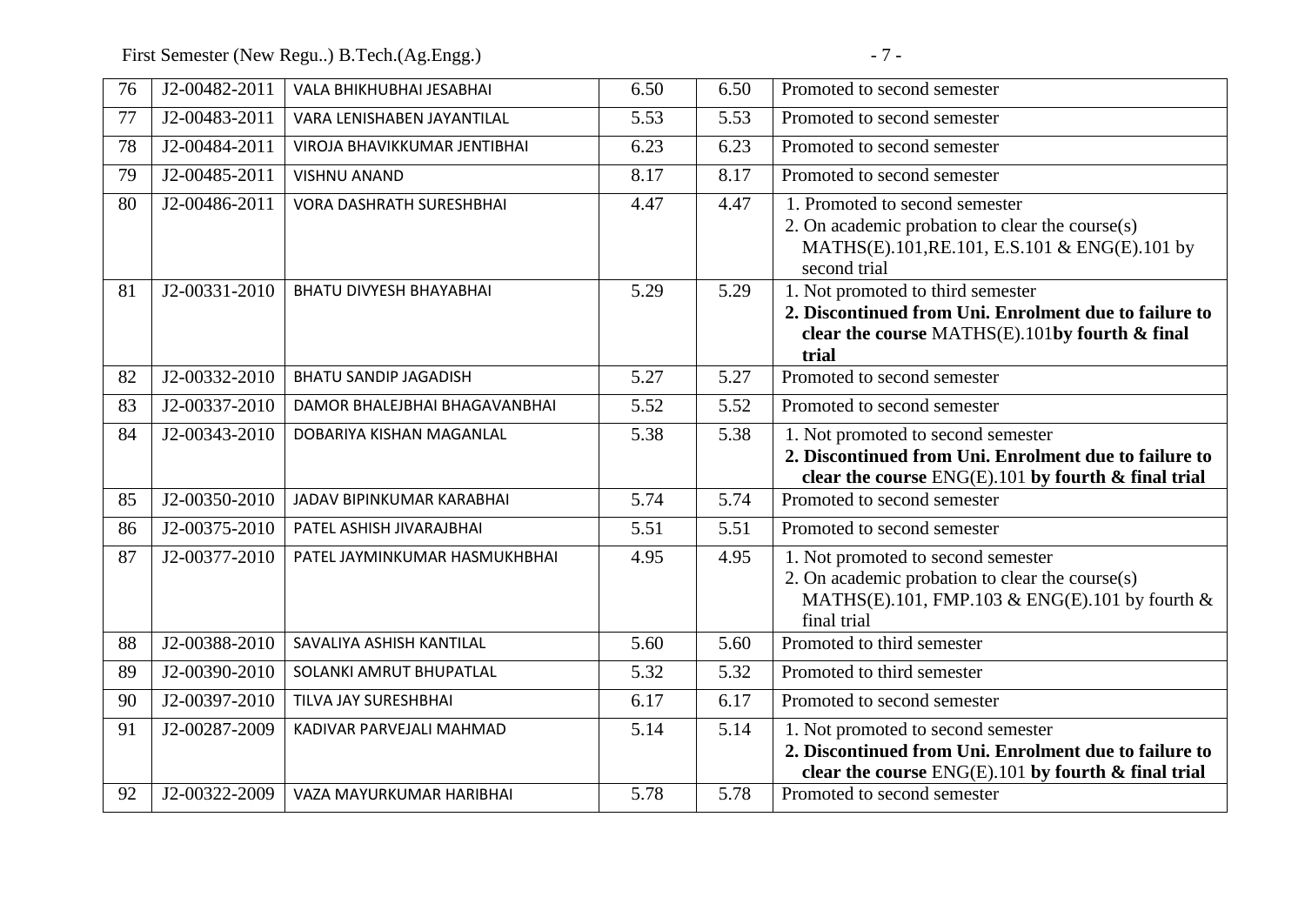| 76 | J2-00482-2011 | VALA BHIKHUBHAI JESABHAI | 6.50 | 6.50 | Promoted to second semester |
|---|---|---|---|---|---|
| 77 | J2-00483-2011 | VARA LENISHABEN JAYANTILAL | 5.53 | 5.53 | Promoted to second semester |
| 78 | J2-00484-2011 | VIROJA BHAVIKKUMAR JENTIBHAI | 6.23 | 6.23 | Promoted to second semester |
| 79 | J2-00485-2011 | VISHNU ANAND | 8.17 | 8.17 | Promoted to second semester |
| 80 | J2-00486-2011 | VORA DASHRATH SURESHBHAI | 4.47 | 4.47 | 1. Promoted to second semester<br>2. On academic probation to clear the course(s) MATHS(E).101,RE.101, E.S.101 & ENG(E).101 by second trial |
| 81 | J2-00331-2010 | BHATU DIVYESH BHAYABHAI | 5.29 | 5.29 | 1. Not promoted to third semester<br>**2. Discontinued from Uni. Enrolment due to failure to clear the course** MATHS(E).101**by fourth & final trial** |
| 82 | J2-00332-2010 | BHATU SANDIP JAGADISH | 5.27 | 5.27 | Promoted to second semester |
| 83 | J2-00337-2010 | DAMOR BHALEJBHAI BHAGAVANBHAI | 5.52 | 5.52 | Promoted to second semester |
| 84 | J2-00343-2010 | DOBARIYA KISHAN MAGANLAL | 5.38 | 5.38 | 1. Not promoted to second semester<br>**2. Discontinued from Uni. Enrolment due to failure to clear the course** ENG(E).101 **by fourth & final trial** |
| 85 | J2-00350-2010 | JADAV BIPINKUMAR KARABHAI | 5.74 | 5.74 | Promoted to second semester |
| 86 | J2-00375-2010 | PATEL ASHISH JIVARAJBHAI | 5.51 | 5.51 | Promoted to second semester |
| 87 | J2-00377-2010 | PATEL JAYMINKUMAR HASMUKHBHAI | 4.95 | 4.95 | 1. Not promoted to second semester<br>2. On academic probation to clear the course(s) MATHS(E).101, FMP.103 & ENG(E).101 by fourth & final trial |
| 88 | J2-00388-2010 | SAVALIYA ASHISH KANTILAL | 5.60 | 5.60 | Promoted to third semester |
| 89 | J2-00390-2010 | SOLANKI AMRUT BHUPATLAL | 5.32 | 5.32 | Promoted to third semester |
| 90 | J2-00397-2010 | TILVA JAY SURESHBHAI | 6.17 | 6.17 | Promoted to second semester |
| 91 | J2-00287-2009 | KADIVAR PARVEJALI MAHMAD | 5.14 | 5.14 | 1. Not promoted to second semester<br>**2. Discontinued from Uni. Enrolment due to failure to clear the course** ENG(E).101 **by fourth & final trial** |
| 92 | J2-00322-2009 | VAZA MAYURKUMAR HARIBHAI | 5.78 | 5.78 | Promoted to second semester |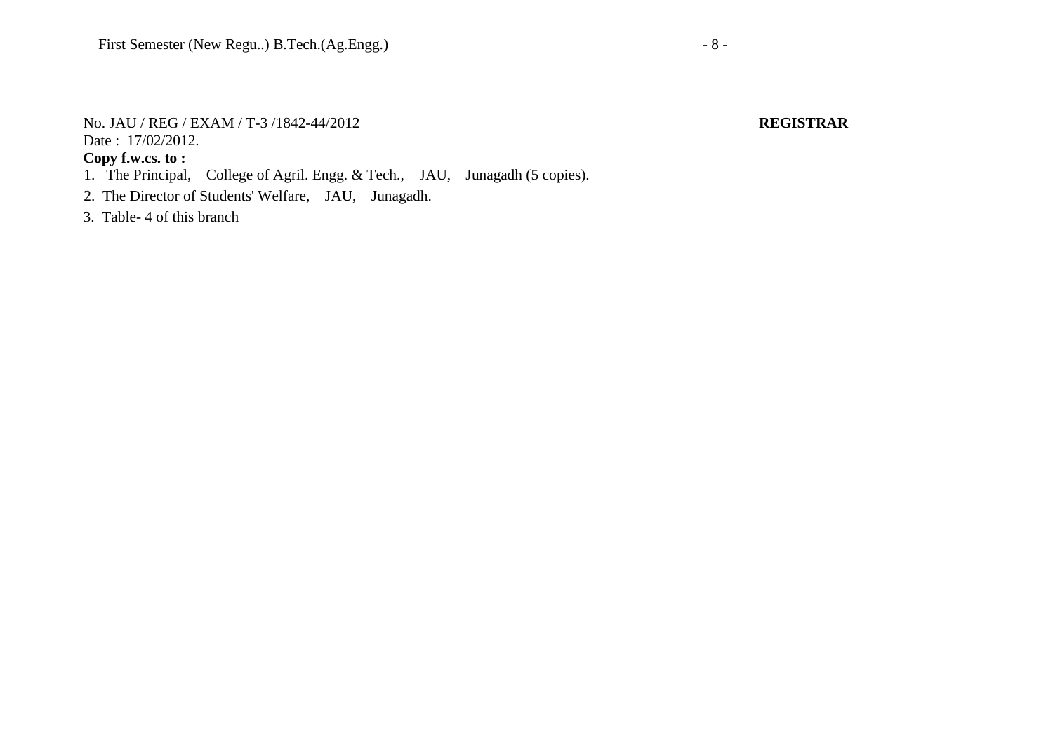No. JAU / REG / EXAM / T-3 /1842-44/2012 **REGISTRAR**

Date : 17/02/2012.

**Copy f.w.cs. to :**

1. The Principal, College of Agril. Engg. & Tech., JAU, Junagadh (5 copies).
2. The Director of Students' Welfare, JAU, Junagadh.
3. Table- 4 of this branch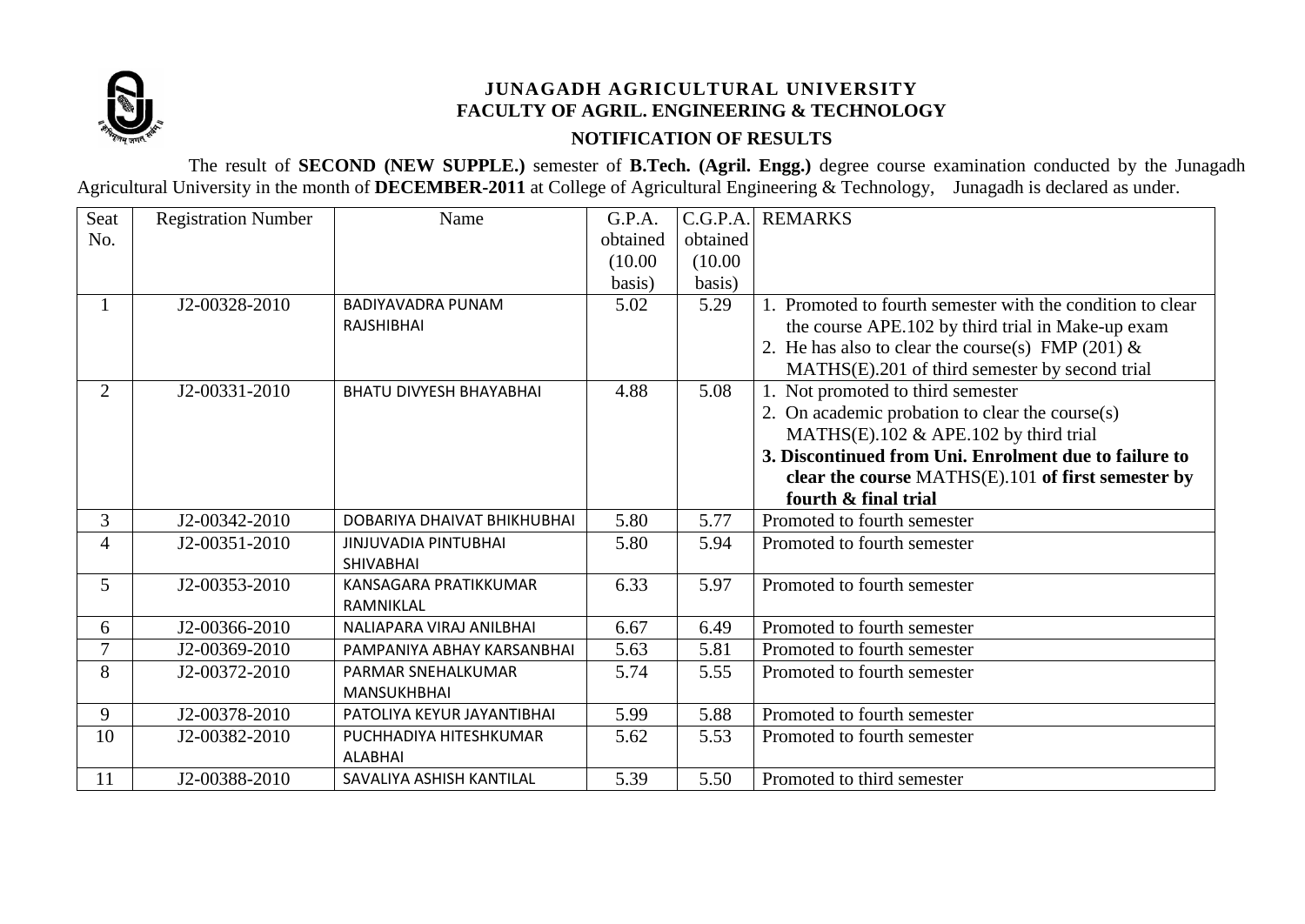**JUNAGADH AGRICULTURAL UNIVERSITY**
**FACULTY OF AGRIL. ENGINEERING & TECHNOLOGY**

**NOTIFICATION OF RESULTS**

The result of **SECOND (NEW SUPPLE.)** semester of **B.Tech. (Agril. Engg.)** degree course examination conducted by the Junagadh Agricultural University in the month of **DECEMBER-2011** at College of Agricultural Engineering & Technology, Junagadh is declared as under.

| Seat No. | Registration Number | Name | G.P.A. obtained (10.00 basis) | C.G.P.A. obtained (10.00 basis) | REMARKS |
|---|---|---|---|---|---|
| 1 | J2-00328-2010 | BADIYAVADRA PUNAM RAJSHIBHAI | 5.02 | 5.29 | 1. Promoted to fourth semester with the condition to clear the course APE.102 by third trial in Make-up exam<br>2. He has also to clear the course(s) FMP (201) & MATHS(E).201 of third semester by second trial |
| 2 | J2-00331-2010 | BHATU DIVYESH BHAYABHAI | 4.88 | 5.08 | 1. Not promoted to third semester<br>2. On academic probation to clear the course(s) MATHS(E).102 & APE.102 by third trial<br>**3. Discontinued from Uni. Enrolment due to failure to clear the course** MATHS(E).101 **of first semester by fourth & final trial** |
| 3 | J2-00342-2010 | DOBARIYA DHAIVAT BHIKHUBHAI | 5.80 | 5.77 | Promoted to fourth semester |
| 4 | J2-00351-2010 | JINJUVADIA PINTUBHAI SHIVABHAI | 5.80 | 5.94 | Promoted to fourth semester |
| 5 | J2-00353-2010 | KANSAGARA PRATIKKUMAR RAMNIKLAL | 6.33 | 5.97 | Promoted to fourth semester |
| 6 | J2-00366-2010 | NALIAPARA VIRAJ ANILBHAI | 6.67 | 6.49 | Promoted to fourth semester |
| 7 | J2-00369-2010 | PAMPANIYA ABHAY KARSANBHAI | 5.63 | 5.81 | Promoted to fourth semester |
| 8 | J2-00372-2010 | PARMAR SNEHALKUMAR MANSUKHBHAI | 5.74 | 5.55 | Promoted to fourth semester |
| 9 | J2-00378-2010 | PATOLIYA KEYUR JAYANTIBHAI | 5.99 | 5.88 | Promoted to fourth semester |
| 10 | J2-00382-2010 | PUCHHADIYA HITESHKUMAR ALABHAI | 5.62 | 5.53 | Promoted to fourth semester |
| 11 | J2-00388-2010 | SAVALIYA ASHISH KANTILAL | 5.39 | 5.50 | Promoted to third semester |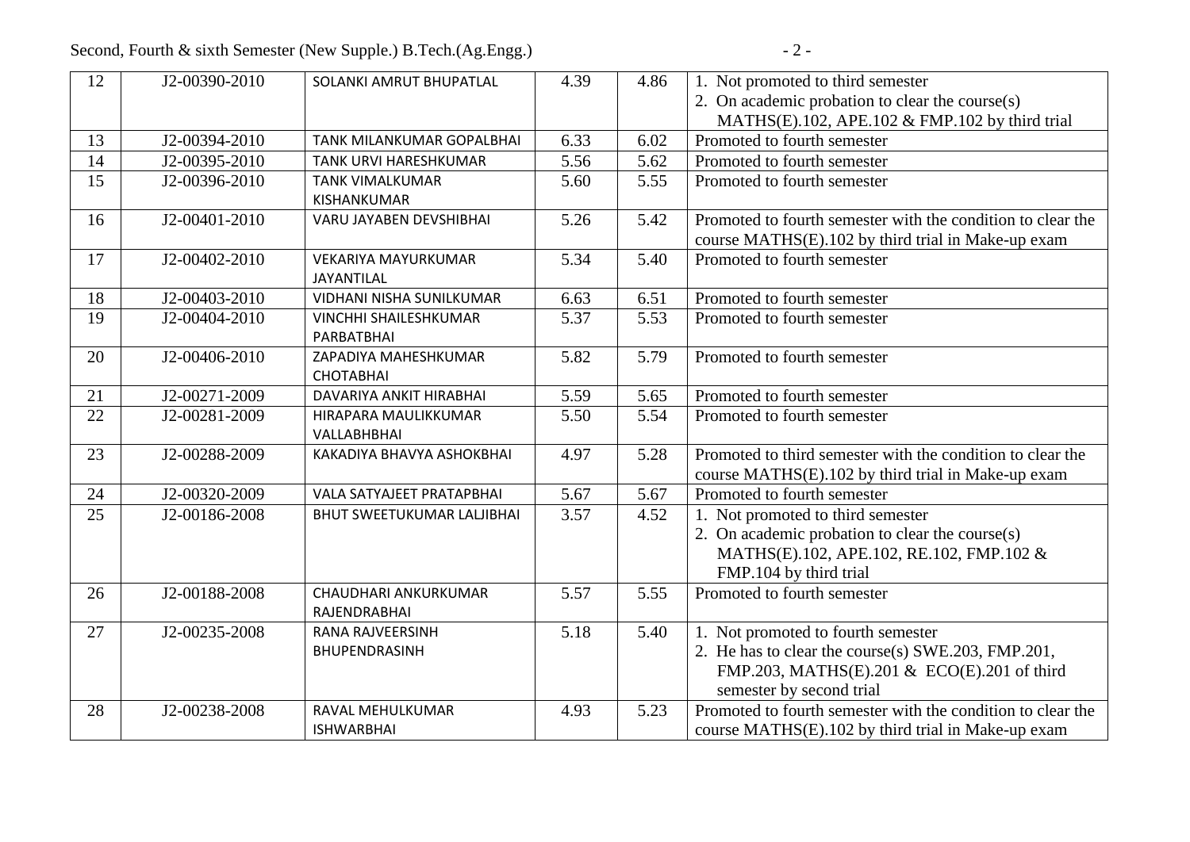| 12 | J2-00390-2010 | SOLANKI AMRUT BHUPATLAL | 4.39 | 4.86 | 1. Not promoted to third semester<br>2. On academic probation to clear the course(s) MATHS(E).102, APE.102 & FMP.102 by third trial |
|---|---|---|---|---|---|
| 13 | J2-00394-2010 | TANK MILANKUMAR GOPALBHAI | 6.33 | 6.02 | Promoted to fourth semester |
| 14 | J2-00395-2010 | TANK URVI HARESHKUMAR | 5.56 | 5.62 | Promoted to fourth semester |
| 15 | J2-00396-2010 | TANK VIMALKUMAR KISHANKUMAR | 5.60 | 5.55 | Promoted to fourth semester |
| 16 | J2-00401-2010 | VARU JAYABEN DEVSHIBHAI | 5.26 | 5.42 | Promoted to fourth semester with the condition to clear the course MATHS(E).102 by third trial in Make-up exam |
| 17 | J2-00402-2010 | VEKARIYA MAYURKUMAR JAYANTILAL | 5.34 | 5.40 | Promoted to fourth semester |
| 18 | J2-00403-2010 | VIDHANI NISHA SUNILKUMAR | 6.63 | 6.51 | Promoted to fourth semester |
| 19 | J2-00404-2010 | VINCHHI SHAILESHKUMAR PARBATBHAI | 5.37 | 5.53 | Promoted to fourth semester |
| 20 | J2-00406-2010 | ZAPADIYA MAHESHKUMAR CHOTABHAI | 5.82 | 5.79 | Promoted to fourth semester |
| 21 | J2-00271-2009 | DAVARIYA ANKIT HIRABHAI | 5.59 | 5.65 | Promoted to fourth semester |
| 22 | J2-00281-2009 | HIRAPARA MAULIKKUMAR VALLABHBHAI | 5.50 | 5.54 | Promoted to fourth semester |
| 23 | J2-00288-2009 | KAKADIYA BHAVYA ASHOKBHAI | 4.97 | 5.28 | Promoted to third semester with the condition to clear the course MATHS(E).102 by third trial in Make-up exam |
| 24 | J2-00320-2009 | VALA SATYAJEET PRATAPBHAI | 5.67 | 5.67 | Promoted to fourth semester |
| 25 | J2-00186-2008 | BHUT SWEETUKUMAR LALJIBHAI | 3.57 | 4.52 | 1. Not promoted to third semester<br>2. On academic probation to clear the course(s) MATHS(E).102, APE.102, RE.102, FMP.102 & FMP.104 by third trial |
| 26 | J2-00188-2008 | CHAUDHARI ANKURKUMAR RAJENDRABHAI | 5.57 | 5.55 | Promoted to fourth semester |
| 27 | J2-00235-2008 | RANA RAJVEERSINH BHUPENDRASINH | 5.18 | 5.40 | 1. Not promoted to fourth semester<br>2. He has to clear the course(s) SWE.203, FMP.201, FMP.203, MATHS(E).201 & ECO(E).201 of third semester by second trial |
| 28 | J2-00238-2008 | RAVAL MEHULKUMAR ISHWARBHAI | 4.93 | 5.23 | Promoted to fourth semester with the condition to clear the course MATHS(E).102 by third trial in Make-up exam |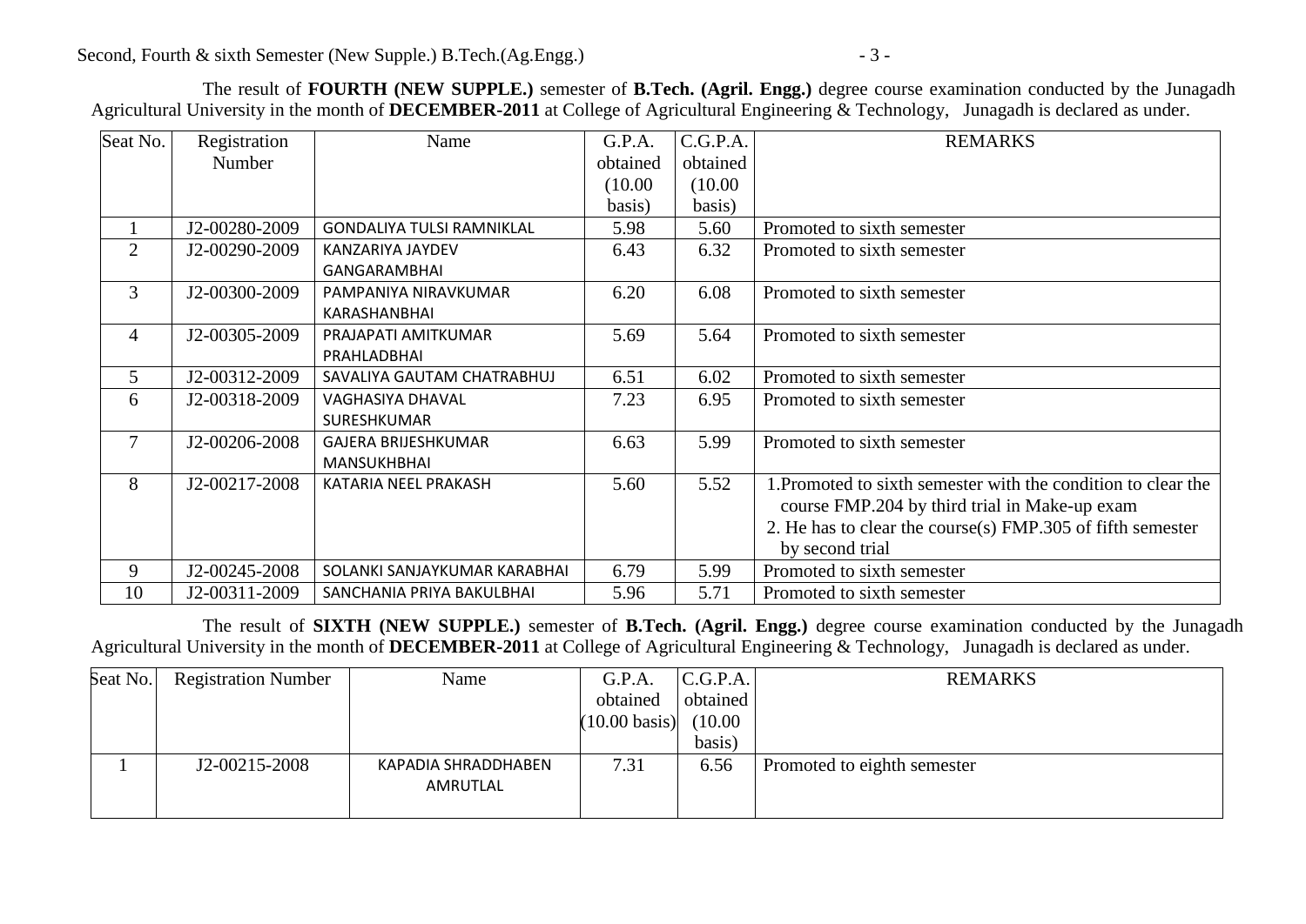The result of **FOURTH (NEW SUPPLE.)** semester of **B.Tech. (Agril. Engg.)** degree course examination conducted by the Junagadh Agricultural University in the month of **DECEMBER-2011** at College of Agricultural Engineering & Technology, Junagadh is declared as under.

| Seat No. | Registration Number | Name | G.P.A. obtained (10.00 basis) | C.G.P.A. obtained (10.00 basis) | REMARKS |
|---|---|---|---|---|---|
| 1 | J2-00280-2009 | GONDALIYA TULSI RAMNIKLAL | 5.98 | 5.60 | Promoted to sixth semester |
| 2 | J2-00290-2009 | KANZARIYA JAYDEV GANGARAMBHAI | 6.43 | 6.32 | Promoted to sixth semester |
| 3 | J2-00300-2009 | PAMPANIYA NIRAVKUMAR KARASHANBHAI | 6.20 | 6.08 | Promoted to sixth semester |
| 4 | J2-00305-2009 | PRAJAPATI AMITKUMAR PRAHLADBHAI | 5.69 | 5.64 | Promoted to sixth semester |
| 5 | J2-00312-2009 | SAVALIYA GAUTAM CHATRABHUJ | 6.51 | 6.02 | Promoted to sixth semester |
| 6 | J2-00318-2009 | VAGHASIYA DHAVAL SURESHKUMAR | 7.23 | 6.95 | Promoted to sixth semester |
| 7 | J2-00206-2008 | GAJERA BRIJESHKUMAR MANSUKHBHAI | 6.63 | 5.99 | Promoted to sixth semester |
| 8 | J2-00217-2008 | KATARIA NEEL PRAKASH | 5.60 | 5.52 | 1.Promoted to sixth semester with the condition to clear the course FMP.204 by third trial in Make-up exam<br>2. He has to clear the course(s) FMP.305 of fifth semester by second trial |
| 9 | J2-00245-2008 | SOLANKI SANJAYKUMAR KARABHAI | 6.79 | 5.99 | Promoted to sixth semester |
| 10 | J2-00311-2009 | SANCHANIA PRIYA BAKULBHAI | 5.96 | 5.71 | Promoted to sixth semester |

The result of **SIXTH (NEW SUPPLE.)** semester of **B.Tech. (Agril. Engg.)** degree course examination conducted by the Junagadh Agricultural University in the month of **DECEMBER-2011** at College of Agricultural Engineering & Technology, Junagadh is declared as under.

| Seat No. | Registration Number | Name | G.P.A. obtained (10.00 basis) | C.G.P.A. obtained (10.00 basis) | REMARKS |
|---|---|---|---|---|---|
| 1 | J2-00215-2008 | KAPADIA SHRADDHABEN AMRUTLAL | 7.31 | 6.56 | Promoted to eighth semester |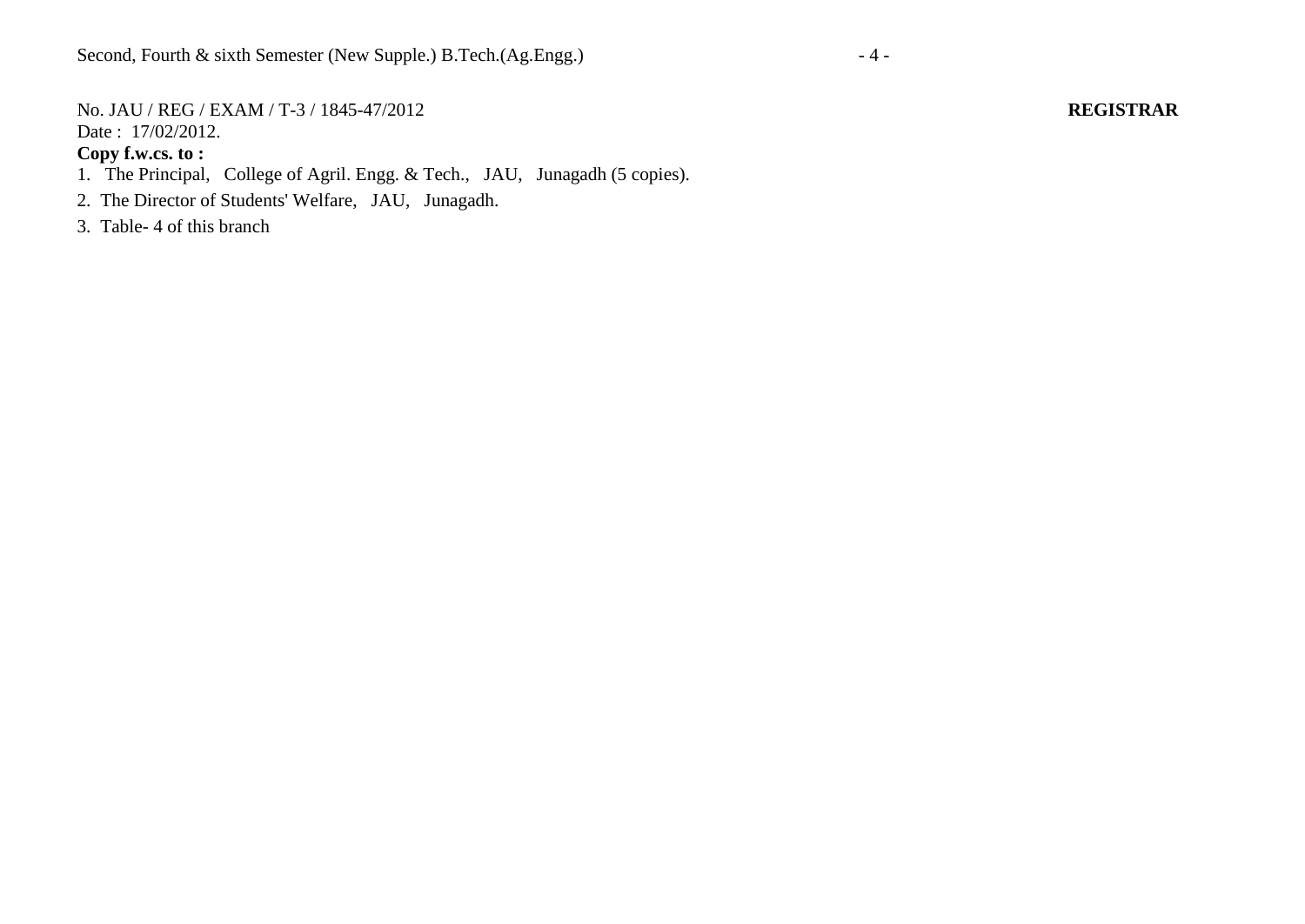No. JAU / REG / EXAM / T-3 / 1845-47/2012 **REGISTRAR**

Date : 17/02/2012.

**Copy f.w.cs. to :**

1. The Principal, College of Agril. Engg. & Tech., JAU, Junagadh (5 copies).
2. The Director of Students' Welfare, JAU, Junagadh.
3. Table- 4 of this branch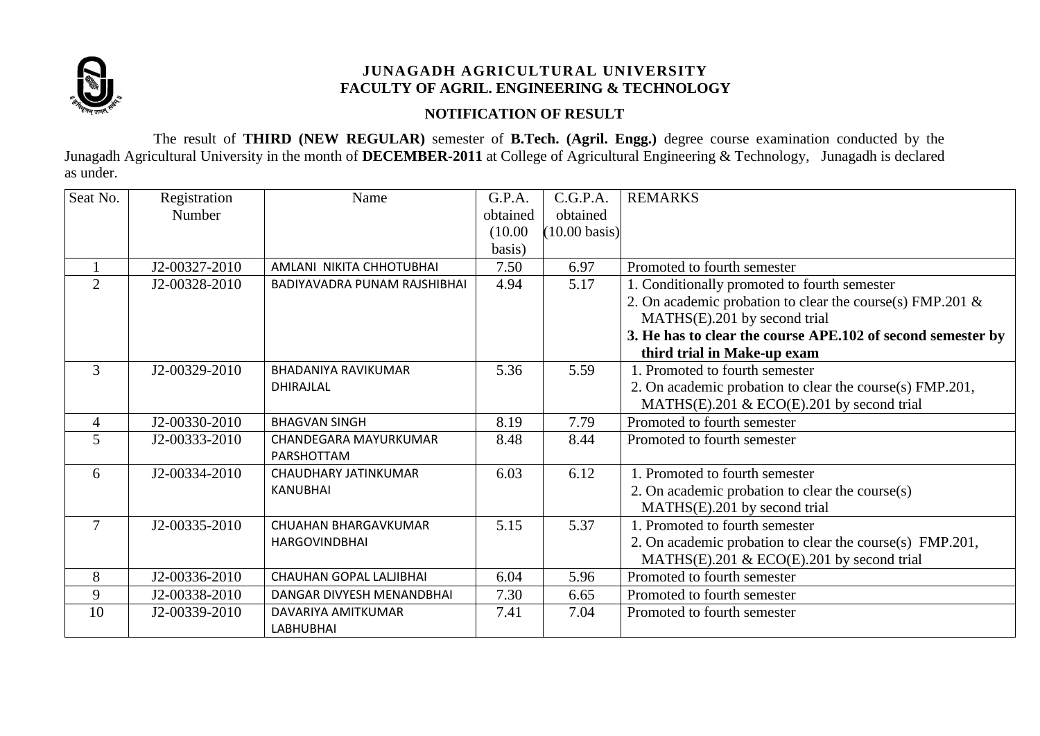**JUNAGADH AGRICULTURAL UNIVERSITY**
**FACULTY OF AGRIL. ENGINEERING & TECHNOLOGY**

**NOTIFICATION OF RESULT**

The result of **THIRD (NEW REGULAR)** semester of **B.Tech. (Agril. Engg.)** degree course examination conducted by the Junagadh Agricultural University in the month of **DECEMBER-2011** at College of Agricultural Engineering & Technology, Junagadh is declared as under.

| Seat No. | Registration Number | Name | G.P.A. obtained (10.00 basis) | C.G.P.A. obtained (10.00 basis) | REMARKS |
|---|---|---|---|---|---|
| 1 | J2-00327-2010 | AMLANI NIKITA CHHOTUBHAI | 7.50 | 6.97 | Promoted to fourth semester |
| 2 | J2-00328-2010 | BADIYAVADRA PUNAM RAJSHIBHAI | 4.94 | 5.17 | 1. Conditionally promoted to fourth semester<br>2. On academic probation to clear the course(s) FMP.201 & MATHS(E).201 by second trial<br>**3. He has to clear the course APE.102 of second semester by third trial in Make-up exam** |
| 3 | J2-00329-2010 | BHADANIYA RAVIKUMAR DHIRAJLAL | 5.36 | 5.59 | 1. Promoted to fourth semester<br>2. On academic probation to clear the course(s) FMP.201, MATHS(E).201 & ECO(E).201 by second trial |
| 4 | J2-00330-2010 | BHAGVAN SINGH | 8.19 | 7.79 | Promoted to fourth semester |
| 5 | J2-00333-2010 | CHANDEGARA MAYURKUMAR PARSHOTTAM | 8.48 | 8.44 | Promoted to fourth semester |
| 6 | J2-00334-2010 | CHAUDHARY JATINKUMAR KANUBHAI | 6.03 | 6.12 | 1. Promoted to fourth semester<br>2. On academic probation to clear the course(s) MATHS(E).201 by second trial |
| 7 | J2-00335-2010 | CHUAHAN BHARGAVKUMAR HARGOVINDBHAI | 5.15 | 5.37 | 1. Promoted to fourth semester<br>2. On academic probation to clear the course(s) FMP.201, MATHS(E).201 & ECO(E).201 by second trial |
| 8 | J2-00336-2010 | CHAUHAN GOPAL LALJIBHAI | 6.04 | 5.96 | Promoted to fourth semester |
| 9 | J2-00338-2010 | DANGAR DIVYESH MENANDBHAI | 7.30 | 6.65 | Promoted to fourth semester |
| 10 | J2-00339-2010 | DAVARIYA AMITKUMAR LABHUBHAI | 7.41 | 7.04 | Promoted to fourth semester |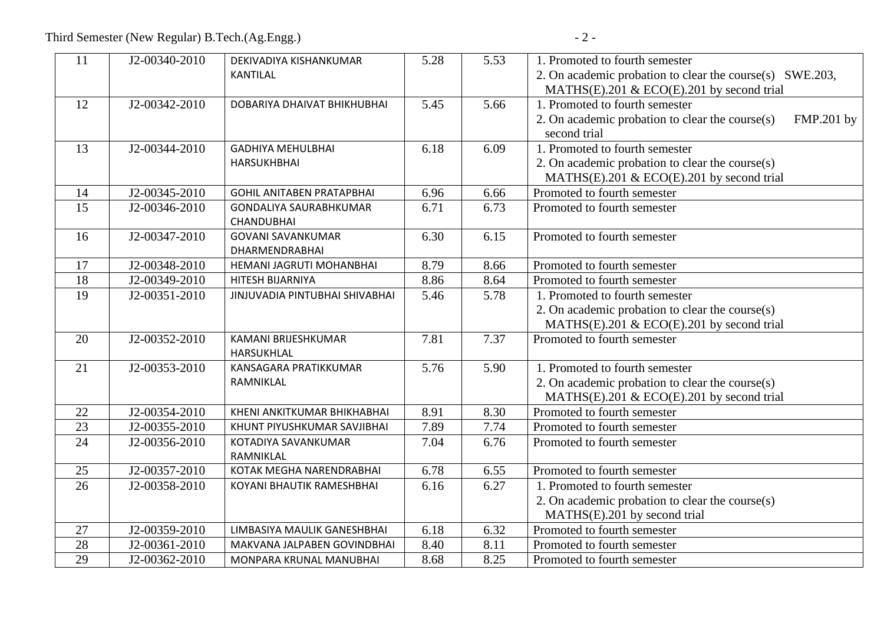| 11 | J2-00340-2010 | DEKIVADIYA KISHANKUMAR KANTILAL | 5.28 | 5.53 | 1. Promoted to fourth semester<br>2. On academic probation to clear the course(s) SWE.203, MATHS(E).201 & ECO(E).201 by second trial |
|---|---|---|---|---|---|
| 12 | J2-00342-2010 | DOBARIYA DHAIVAT BHIKHUBHAI | 5.45 | 5.66 | 1. Promoted to fourth semester<br>2. On academic probation to clear the course(s) FMP.201 by second trial |
| 13 | J2-00344-2010 | GADHIYA MEHULBHAI HARSUKHBHAI | 6.18 | 6.09 | 1. Promoted to fourth semester<br>2. On academic probation to clear the course(s) MATHS(E).201 & ECO(E).201 by second trial |
| 14 | J2-00345-2010 | GOHIL ANITABEN PRATAPBHAI | 6.96 | 6.66 | Promoted to fourth semester |
| 15 | J2-00346-2010 | GONDALIYA SAURABHKUMAR CHANDUBHAI | 6.71 | 6.73 | Promoted to fourth semester |
| 16 | J2-00347-2010 | GOVANI SAVANKUMAR DHARMENDRABHAI | 6.30 | 6.15 | Promoted to fourth semester |
| 17 | J2-00348-2010 | HEMANI JAGRUTI MOHANBHAI | 8.79 | 8.66 | Promoted to fourth semester |
| 18 | J2-00349-2010 | HITESH BIJARNIYA | 8.86 | 8.64 | Promoted to fourth semester |
| 19 | J2-00351-2010 | JINJUVADIA PINTUBHAI SHIVABHAI | 5.46 | 5.78 | 1. Promoted to fourth semester<br>2. On academic probation to clear the course(s) MATHS(E).201 & ECO(E).201 by second trial |
| 20 | J2-00352-2010 | KAMANI BRIJESHKUMAR HARSUKHLAL | 7.81 | 7.37 | Promoted to fourth semester |
| 21 | J2-00353-2010 | KANSAGARA PRATIKKUMAR RAMNIKLAL | 5.76 | 5.90 | 1. Promoted to fourth semester<br>2. On academic probation to clear the course(s) MATHS(E).201 & ECO(E).201 by second trial |
| 22 | J2-00354-2010 | KHENI ANKITKUMAR BHIKHABHAI | 8.91 | 8.30 | Promoted to fourth semester |
| 23 | J2-00355-2010 | KHUNT PIYUSHKUMAR SAVJIBHAI | 7.89 | 7.74 | Promoted to fourth semester |
| 24 | J2-00356-2010 | KOTADIYA SAVANKUMAR RAMNIKLAL | 7.04 | 6.76 | Promoted to fourth semester |
| 25 | J2-00357-2010 | KOTAK MEGHA NARENDRABHAI | 6.78 | 6.55 | Promoted to fourth semester |
| 26 | J2-00358-2010 | KOYANI BHAUTIK RAMESHBHAI | 6.16 | 6.27 | 1. Promoted to fourth semester<br>2. On academic probation to clear the course(s) MATHS(E).201 by second trial |
| 27 | J2-00359-2010 | LIMBASIYA MAULIK GANESHBHAI | 6.18 | 6.32 | Promoted to fourth semester |
| 28 | J2-00361-2010 | MAKVANA JALPABEN GOVINDBHAI | 8.40 | 8.11 | Promoted to fourth semester |
| 29 | J2-00362-2010 | MONPARA KRUNAL MANUBHAI | 8.68 | 8.25 | Promoted to fourth semester |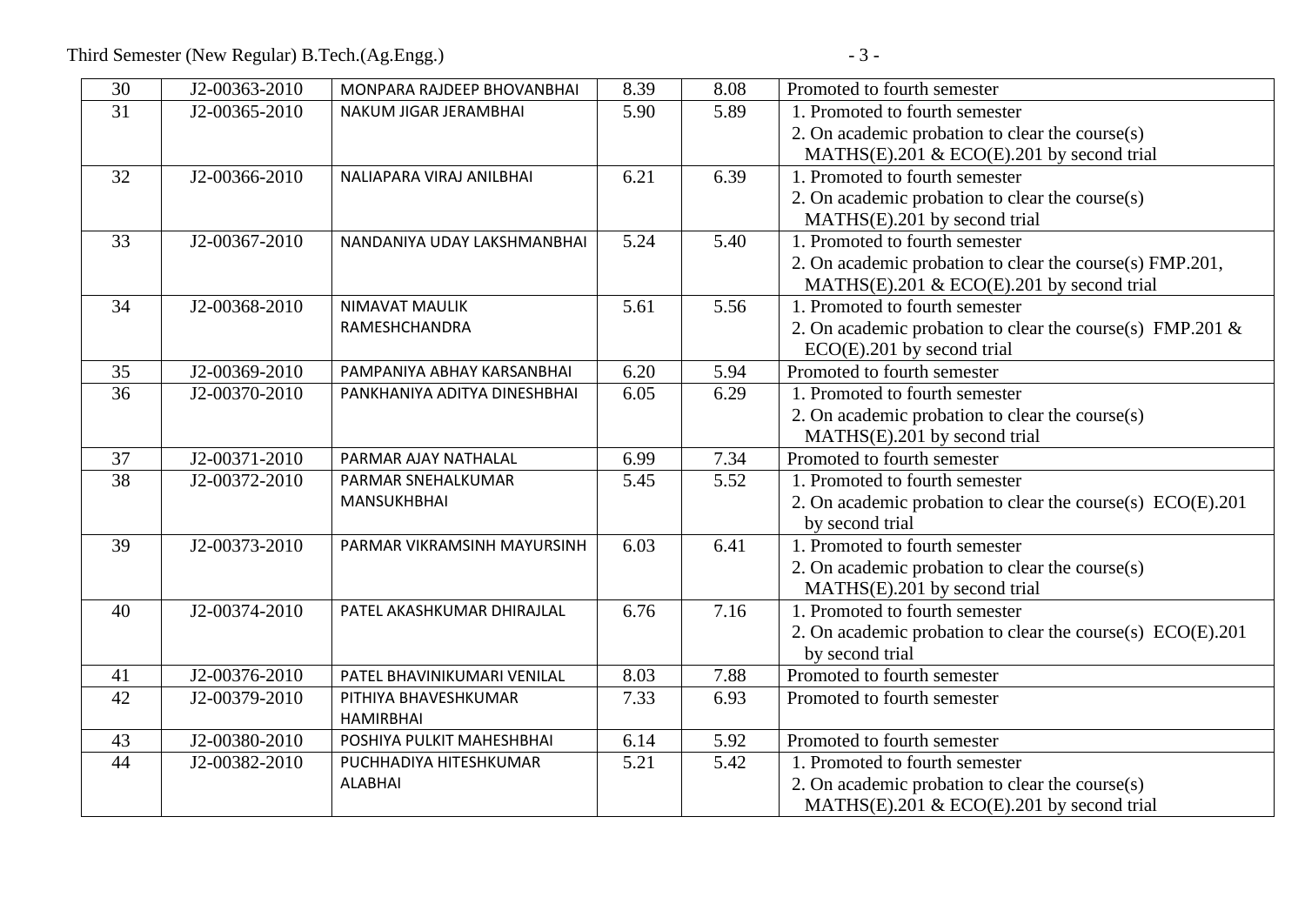| 30 | J2-00363-2010 | MONPARA RAJDEEP BHOVANBHAI | 8.39 | 8.08 | Promoted to fourth semester |
|---|---|---|---|---|---|
| 31 | J2-00365-2010 | NAKUM JIGAR JERAMBHAI | 5.90 | 5.89 | 1. Promoted to fourth semester<br>2. On academic probation to clear the course(s) MATHS(E).201 & ECO(E).201 by second trial |
| 32 | J2-00366-2010 | NALIAPARA VIRAJ ANILBHAI | 6.21 | 6.39 | 1. Promoted to fourth semester<br>2. On academic probation to clear the course(s) MATHS(E).201 by second trial |
| 33 | J2-00367-2010 | NANDANIYA UDAY LAKSHMANBHAI | 5.24 | 5.40 | 1. Promoted to fourth semester<br>2. On academic probation to clear the course(s) FMP.201, MATHS(E).201 & ECO(E).201 by second trial |
| 34 | J2-00368-2010 | NIMAVAT MAULIK RAMESHCHANDRA | 5.61 | 5.56 | 1. Promoted to fourth semester<br>2. On academic probation to clear the course(s) FMP.201 & ECO(E).201 by second trial |
| 35 | J2-00369-2010 | PAMPANIYA ABHAY KARSANBHAI | 6.20 | 5.94 | Promoted to fourth semester |
| 36 | J2-00370-2010 | PANKHANIYA ADITYA DINESHBHAI | 6.05 | 6.29 | 1. Promoted to fourth semester<br>2. On academic probation to clear the course(s) MATHS(E).201 by second trial |
| 37 | J2-00371-2010 | PARMAR AJAY NATHALAL | 6.99 | 7.34 | Promoted to fourth semester |
| 38 | J2-00372-2010 | PARMAR SNEHALKUMAR MANSUKHBHAI | 5.45 | 5.52 | 1. Promoted to fourth semester<br>2. On academic probation to clear the course(s) ECO(E).201 by second trial |
| 39 | J2-00373-2010 | PARMAR VIKRAMSINH MAYURSINH | 6.03 | 6.41 | 1. Promoted to fourth semester<br>2. On academic probation to clear the course(s) MATHS(E).201 by second trial |
| 40 | J2-00374-2010 | PATEL AKASHKUMAR DHIRAJLAL | 6.76 | 7.16 | 1. Promoted to fourth semester<br>2. On academic probation to clear the course(s) ECO(E).201 by second trial |
| 41 | J2-00376-2010 | PATEL BHAVINIKUMARI VENILAL | 8.03 | 7.88 | Promoted to fourth semester |
| 42 | J2-00379-2010 | PITHIYA BHAVESHKUMAR HAMIRBHAI | 7.33 | 6.93 | Promoted to fourth semester |
| 43 | J2-00380-2010 | POSHIYA PULKIT MAHESHBHAI | 6.14 | 5.92 | Promoted to fourth semester |
| 44 | J2-00382-2010 | PUCHHADIYA HITESHKUMAR ALABHAI | 5.21 | 5.42 | 1. Promoted to fourth semester<br>2. On academic probation to clear the course(s) MATHS(E).201 & ECO(E).201 by second trial |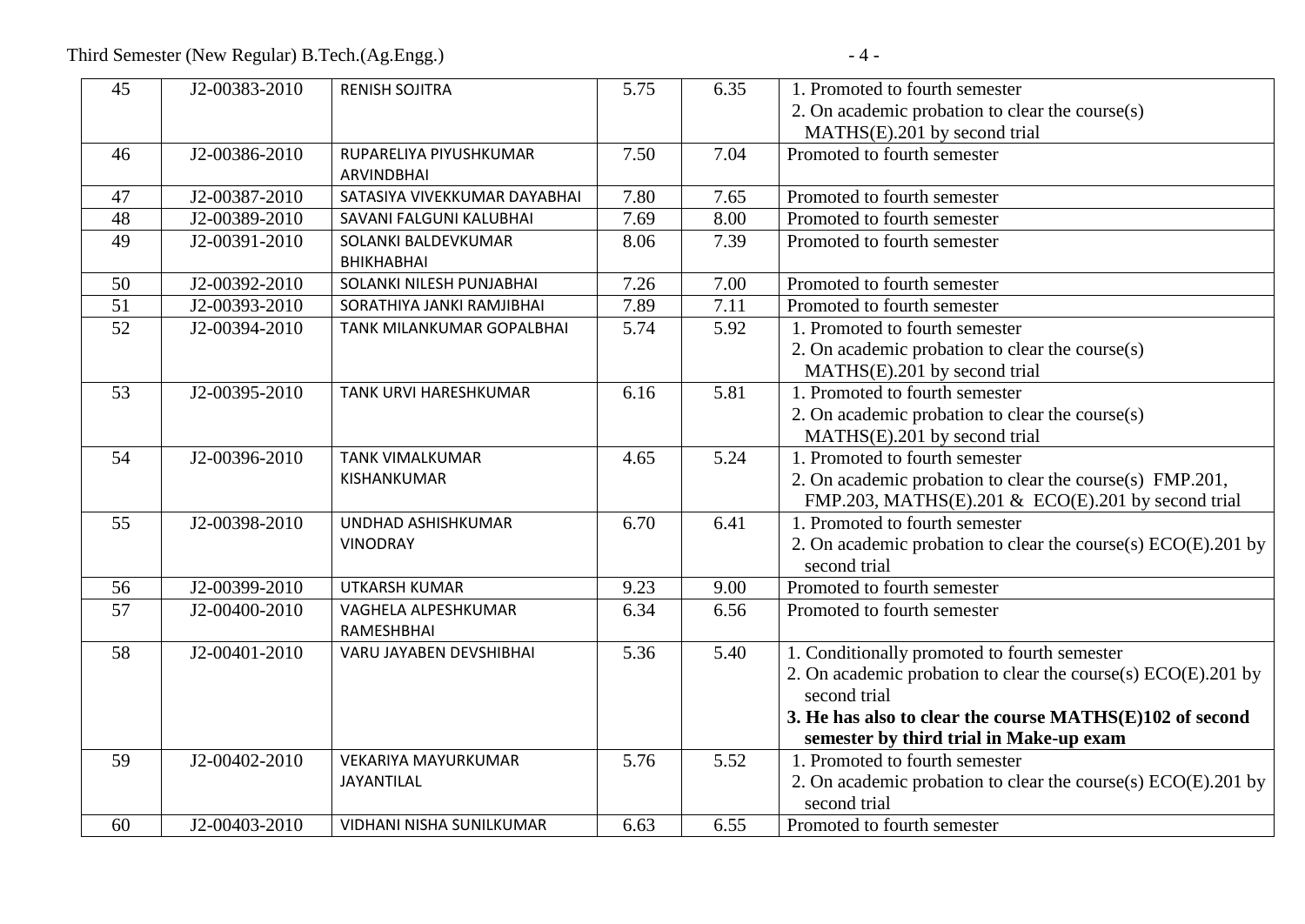| 45 | J2-00383-2010 | RENISH SOJITRA | 5.75 | 6.35 | 1. Promoted to fourth semester<br>2. On academic probation to clear the course(s) MATHS(E).201 by second trial |
|---|---|---|---|---|---|
| 46 | J2-00386-2010 | RUPARELIYA PIYUSHKUMAR ARVINDBHAI | 7.50 | 7.04 | Promoted to fourth semester |
| 47 | J2-00387-2010 | SATASIYA VIVEKKUMAR DAYABHAI | 7.80 | 7.65 | Promoted to fourth semester |
| 48 | J2-00389-2010 | SAVANI FALGUNI KALUBHAI | 7.69 | 8.00 | Promoted to fourth semester |
| 49 | J2-00391-2010 | SOLANKI BALDEVKUMAR BHIKHABHAI | 8.06 | 7.39 | Promoted to fourth semester |
| 50 | J2-00392-2010 | SOLANKI NILESH PUNJABHAI | 7.26 | 7.00 | Promoted to fourth semester |
| 51 | J2-00393-2010 | SORATHIYA JANKI RAMJIBHAI | 7.89 | 7.11 | Promoted to fourth semester |
| 52 | J2-00394-2010 | TANK MILANKUMAR GOPALBHAI | 5.74 | 5.92 | 1. Promoted to fourth semester<br>2. On academic probation to clear the course(s) MATHS(E).201 by second trial |
| 53 | J2-00395-2010 | TANK URVI HARESHKUMAR | 6.16 | 5.81 | 1. Promoted to fourth semester<br>2. On academic probation to clear the course(s) MATHS(E).201 by second trial |
| 54 | J2-00396-2010 | TANK VIMALKUMAR KISHANKUMAR | 4.65 | 5.24 | 1. Promoted to fourth semester<br>2. On academic probation to clear the course(s) FMP.201, FMP.203, MATHS(E).201 & ECO(E).201 by second trial |
| 55 | J2-00398-2010 | UNDHAD ASHISHKUMAR VINODRAY | 6.70 | 6.41 | 1. Promoted to fourth semester<br>2. On academic probation to clear the course(s) ECO(E).201 by second trial |
| 56 | J2-00399-2010 | UTKARSH KUMAR | 9.23 | 9.00 | Promoted to fourth semester |
| 57 | J2-00400-2010 | VAGHELA ALPESHKUMAR RAMESHBHAI | 6.34 | 6.56 | Promoted to fourth semester |
| 58 | J2-00401-2010 | VARU JAYABEN DEVSHIBHAI | 5.36 | 5.40 | 1. Conditionally promoted to fourth semester<br>2. On academic probation to clear the course(s) ECO(E).201 by second trial<br>**3. He has also to clear the course MATHS(E)102 of second semester by third trial in Make-up exam** |
| 59 | J2-00402-2010 | VEKARIYA MAYURKUMAR JAYANTILAL | 5.76 | 5.52 | 1. Promoted to fourth semester<br>2. On academic probation to clear the course(s) ECO(E).201 by second trial |
| 60 | J2-00403-2010 | VIDHANI NISHA SUNILKUMAR | 6.63 | 6.55 | Promoted to fourth semester |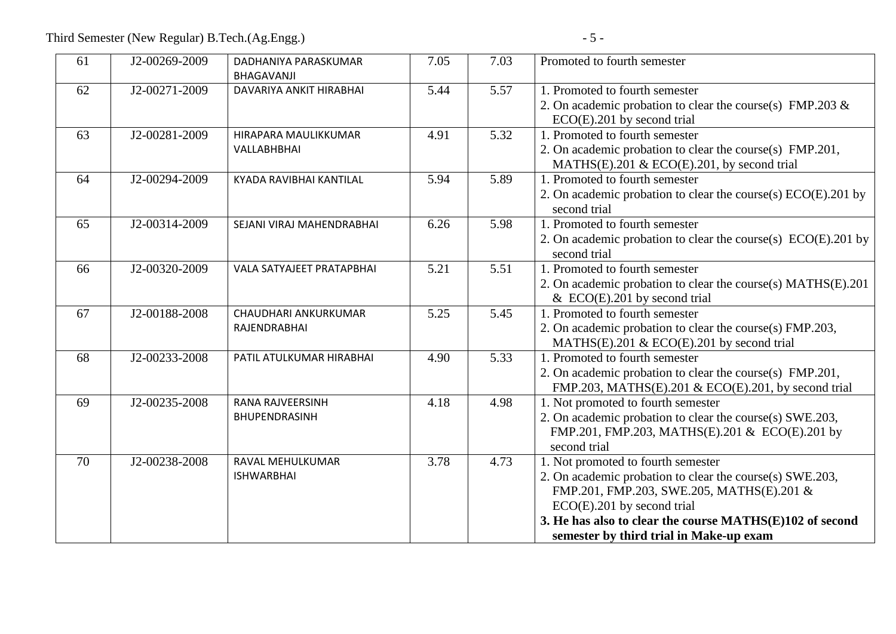| 61 | J2-00269-2009 | DADHANIYA PARASKUMAR BHAGAVANJI | 7.05 | 7.03 | Promoted to fourth semester |
|---|---|---|---|---|---|
| 62 | J2-00271-2009 | DAVARIYA ANKIT HIRABHAI | 5.44 | 5.57 | 1. Promoted to fourth semester<br>2. On academic probation to clear the course(s) FMP.203 & ECO(E).201 by second trial |
| 63 | J2-00281-2009 | HIRAPARA MAULIKKUMAR VALLABHBHAI | 4.91 | 5.32 | 1. Promoted to fourth semester<br>2. On academic probation to clear the course(s) FMP.201, MATHS(E).201 & ECO(E).201, by second trial |
| 64 | J2-00294-2009 | KYADA RAVIBHAI KANTILAL | 5.94 | 5.89 | 1. Promoted to fourth semester<br>2. On academic probation to clear the course(s) ECO(E).201 by second trial |
| 65 | J2-00314-2009 | SEJANI VIRAJ MAHENDRABHAI | 6.26 | 5.98 | 1. Promoted to fourth semester<br>2. On academic probation to clear the course(s) ECO(E).201 by second trial |
| 66 | J2-00320-2009 | VALA SATYAJEET PRATAPBHAI | 5.21 | 5.51 | 1. Promoted to fourth semester<br>2. On academic probation to clear the course(s) MATHS(E).201 & ECO(E).201 by second trial |
| 67 | J2-00188-2008 | CHAUDHARI ANKURKUMAR RAJENDRABHAI | 5.25 | 5.45 | 1. Promoted to fourth semester<br>2. On academic probation to clear the course(s) FMP.203, MATHS(E).201 & ECO(E).201 by second trial |
| 68 | J2-00233-2008 | PATIL ATULKUMAR HIRABHAI | 4.90 | 5.33 | 1. Promoted to fourth semester<br>2. On academic probation to clear the course(s) FMP.201, FMP.203, MATHS(E).201 & ECO(E).201, by second trial |
| 69 | J2-00235-2008 | RANA RAJVEERSINH BHUPENDRASINH | 4.18 | 4.98 | 1. Not promoted to fourth semester<br>2. On academic probation to clear the course(s) SWE.203, FMP.201, FMP.203, MATHS(E).201 & ECO(E).201 by second trial |
| 70 | J2-00238-2008 | RAVAL MEHULKUMAR ISHWARBHAI | 3.78 | 4.73 | 1. Not promoted to fourth semester<br>2. On academic probation to clear the course(s) SWE.203, FMP.201, FMP.203, SWE.205, MATHS(E).201 & ECO(E).201 by second trial<br>**3. He has also to clear the course MATHS(E)102 of second semester by third trial in Make-up exam** |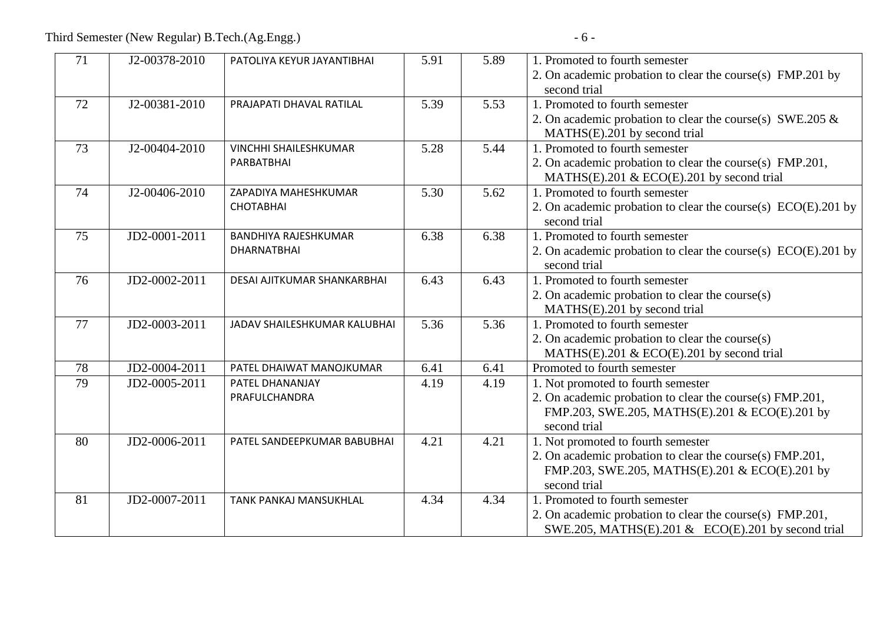| 71 | J2-00378-2010 | PATOLIYA KEYUR JAYANTIBHAI | 5.91 | 5.89 | 1. Promoted to fourth semester<br>2. On academic probation to clear the course(s) FMP.201 by second trial |
|---|---|---|---|---|---|
| 72 | J2-00381-2010 | PRAJAPATI DHAVAL RATILAL | 5.39 | 5.53 | 1. Promoted to fourth semester<br>2. On academic probation to clear the course(s) SWE.205 & MATHS(E).201 by second trial |
| 73 | J2-00404-2010 | VINCHHI SHAILESHKUMAR PARBATBHAI | 5.28 | 5.44 | 1. Promoted to fourth semester<br>2. On academic probation to clear the course(s) FMP.201, MATHS(E).201 & ECO(E).201 by second trial |
| 74 | J2-00406-2010 | ZAPADIYA MAHESHKUMAR CHOTABHAI | 5.30 | 5.62 | 1. Promoted to fourth semester<br>2. On academic probation to clear the course(s) ECO(E).201 by second trial |
| 75 | JD2-0001-2011 | BANDHIYA RAJESHKUMAR DHARNATBHAI | 6.38 | 6.38 | 1. Promoted to fourth semester<br>2. On academic probation to clear the course(s) ECO(E).201 by second trial |
| 76 | JD2-0002-2011 | DESAI AJITKUMAR SHANKARBHAI | 6.43 | 6.43 | 1. Promoted to fourth semester<br>2. On academic probation to clear the course(s) MATHS(E).201 by second trial |
| 77 | JD2-0003-2011 | JADAV SHAILESHKUMAR KALUBHAI | 5.36 | 5.36 | 1. Promoted to fourth semester<br>2. On academic probation to clear the course(s) MATHS(E).201 & ECO(E).201 by second trial |
| 78 | JD2-0004-2011 | PATEL DHAIWAT MANOJKUMAR | 6.41 | 6.41 | Promoted to fourth semester |
| 79 | JD2-0005-2011 | PATEL DHANANJAY PRAFULCHANDRA | 4.19 | 4.19 | 1. Not promoted to fourth semester<br>2. On academic probation to clear the course(s) FMP.201, FMP.203, SWE.205, MATHS(E).201 & ECO(E).201 by second trial |
| 80 | JD2-0006-2011 | PATEL SANDEEPKUMAR BABUBHAI | 4.21 | 4.21 | 1. Not promoted to fourth semester<br>2. On academic probation to clear the course(s) FMP.201, FMP.203, SWE.205, MATHS(E).201 & ECO(E).201 by second trial |
| 81 | JD2-0007-2011 | TANK PANKAJ MANSUKHLAL | 4.34 | 4.34 | 1. Promoted to fourth semester<br>2. On academic probation to clear the course(s) FMP.201, SWE.205, MATHS(E).201 & ECO(E).201 by second trial |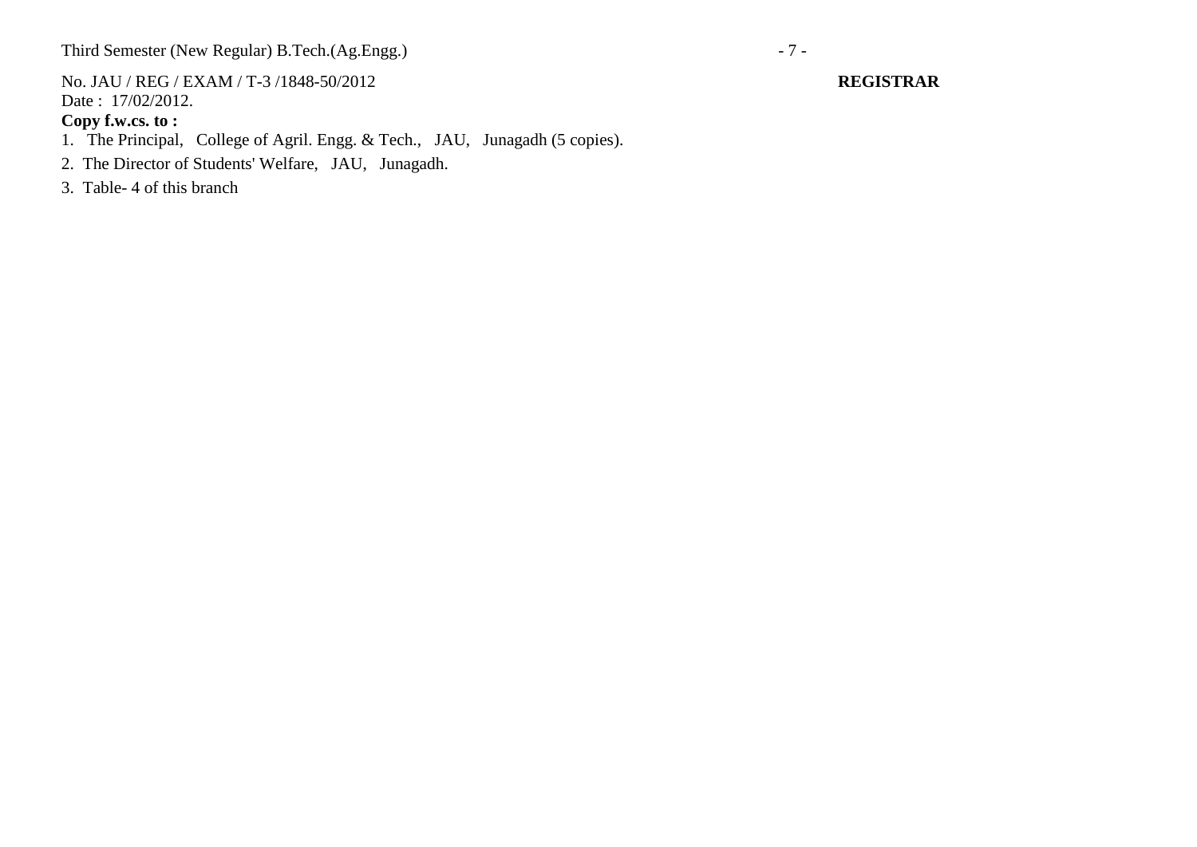No. JAU / REG / EXAM / T-3 /1848-50/2012 **REGISTRAR**
Date : 17/02/2012.
**Copy f.w.cs. to :**

1. The Principal, College of Agril. Engg. & Tech., JAU, Junagadh (5 copies).
2. The Director of Students' Welfare, JAU, Junagadh.
3. Table- 4 of this branch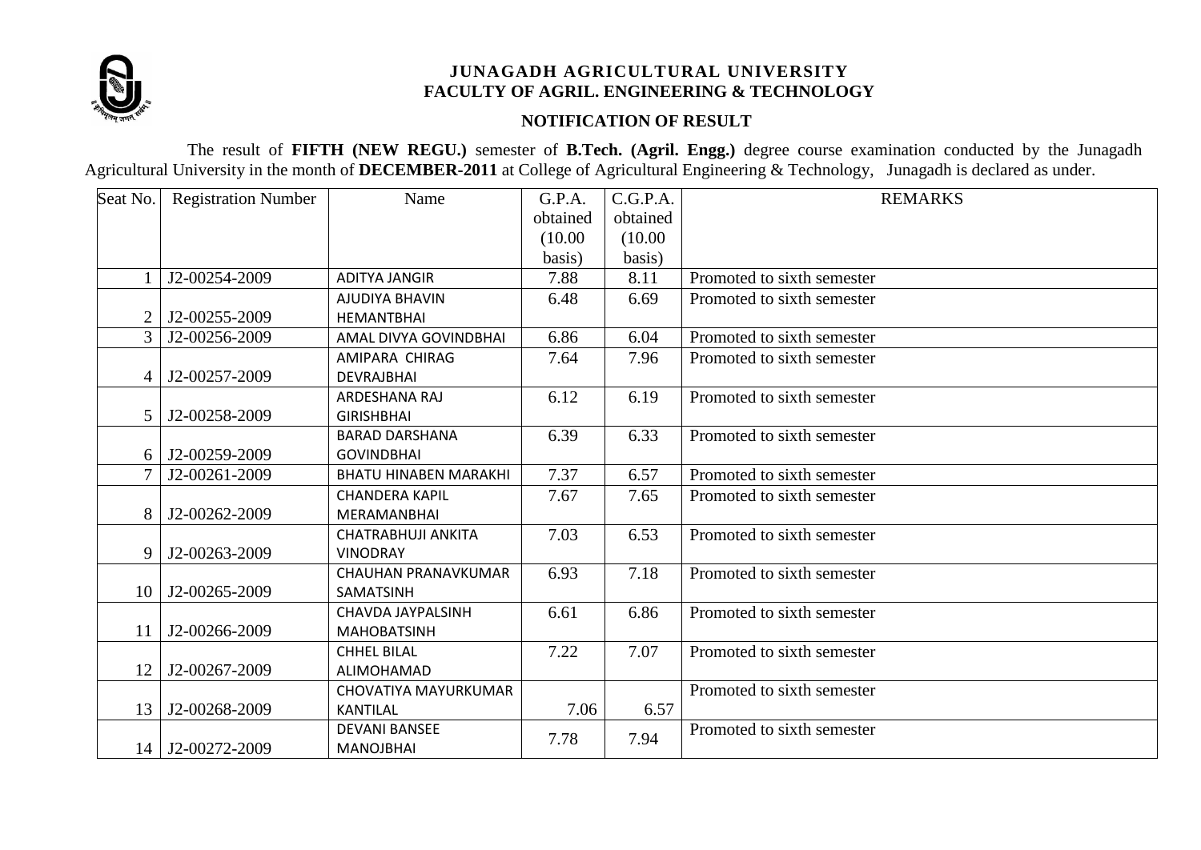# JUNAGADH AGRICULTURAL UNIVERSITY
## FACULTY OF AGRIL. ENGINEERING & TECHNOLOGY

### NOTIFICATION OF RESULT

The result of **FIFTH (NEW REGU.)** semester of **B.Tech. (Agril. Engg.)** degree course examination conducted by the Junagadh Agricultural University in the month of **DECEMBER-2011** at College of Agricultural Engineering & Technology, Junagadh is declared as under.

| Seat No. | Registration Number | Name | G.P.A. obtained (10.00 basis) | C.G.P.A. obtained (10.00 basis) | REMARKS |
|---|---|---|---|---|---|
| 1 | J2-00254-2009 | ADITYA JANGIR | 7.88 | 8.11 | Promoted to sixth semester |
| 2 | J2-00255-2009 | AJUDIYA BHAVIN HEMANTBHAI | 6.48 | 6.69 | Promoted to sixth semester |
| 3 | J2-00256-2009 | AMAL DIVYA GOVINDBHAI | 6.86 | 6.04 | Promoted to sixth semester |
| 4 | J2-00257-2009 | AMIPARA CHIRAG DEVRAJBHAI | 7.64 | 7.96 | Promoted to sixth semester |
| 5 | J2-00258-2009 | ARDESHANA RAJ GIRISHBHAI | 6.12 | 6.19 | Promoted to sixth semester |
| 6 | J2-00259-2009 | BARAD DARSHANA GOVINDBHAI | 6.39 | 6.33 | Promoted to sixth semester |
| 7 | J2-00261-2009 | BHATU HINABEN MARAKHI | 7.37 | 6.57 | Promoted to sixth semester |
| 8 | J2-00262-2009 | CHANDERA KAPIL MERAMANBHAI | 7.67 | 7.65 | Promoted to sixth semester |
| 9 | J2-00263-2009 | CHATRABHUJI ANKITA VINODRAY | 7.03 | 6.53 | Promoted to sixth semester |
| 10 | J2-00265-2009 | CHAUHAN PRANAVKUMAR SAMATSINH | 6.93 | 7.18 | Promoted to sixth semester |
| 11 | J2-00266-2009 | CHAVDA JAYPALSINH MAHOBATSINH | 6.61 | 6.86 | Promoted to sixth semester |
| 12 | J2-00267-2009 | CHHEL BILAL ALIMOHAMAD | 7.22 | 7.07 | Promoted to sixth semester |
| 13 | J2-00268-2009 | CHOVATIYA MAYURKUMAR KANTILAL | 7.06 | 6.57 | Promoted to sixth semester |
| 14 | J2-00272-2009 | DEVANI BANSEE MANOJBHAI | 7.78 | 7.94 | Promoted to sixth semester |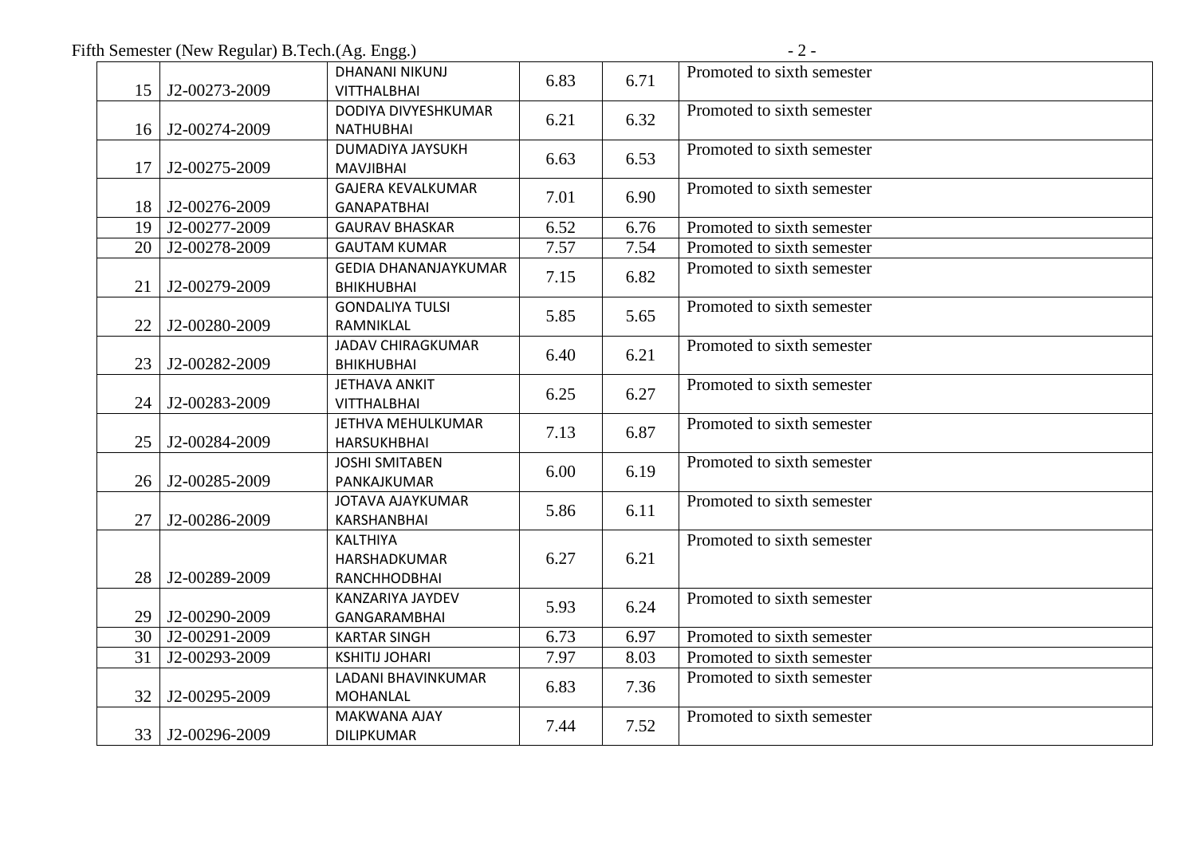| | | | | | |
|---|---|---|---|---|---|
| 15 | J2-00273-2009 | DHANANI NIKUNJ VITTHALBHAI | 6.83 | 6.71 | Promoted to sixth semester |
| 16 | J2-00274-2009 | DODIYA DIVYESHKUMAR NATHUBHAI | 6.21 | 6.32 | Promoted to sixth semester |
| 17 | J2-00275-2009 | DUMADIYA JAYSUKH MAVJIBHAI | 6.63 | 6.53 | Promoted to sixth semester |
| 18 | J2-00276-2009 | GAJERA KEVALKUMAR GANAPATBHAI | 7.01 | 6.90 | Promoted to sixth semester |
| 19 | J2-00277-2009 | GAURAV BHASKAR | 6.52 | 6.76 | Promoted to sixth semester |
| 20 | J2-00278-2009 | GAUTAM KUMAR | 7.57 | 7.54 | Promoted to sixth semester |
| 21 | J2-00279-2009 | GEDIA DHANANJAYKUMAR BHIKHUBHAI | 7.15 | 6.82 | Promoted to sixth semester |
| 22 | J2-00280-2009 | GONDALIYA TULSI RAMNIKLAL | 5.85 | 5.65 | Promoted to sixth semester |
| 23 | J2-00282-2009 | JADAV CHIRAGKUMAR BHIKHUBHAI | 6.40 | 6.21 | Promoted to sixth semester |
| 24 | J2-00283-2009 | JETHAVA ANKIT VITTHALBHAI | 6.25 | 6.27 | Promoted to sixth semester |
| 25 | J2-00284-2009 | JETHVA MEHULKUMAR HARSUKHBHAI | 7.13 | 6.87 | Promoted to sixth semester |
| 26 | J2-00285-2009 | JOSHI SMITABEN PANKAJKUMAR | 6.00 | 6.19 | Promoted to sixth semester |
| 27 | J2-00286-2009 | JOTAVA AJAYKUMAR KARSHANBHAI | 5.86 | 6.11 | Promoted to sixth semester |
| 28 | J2-00289-2009 | KALTHIYA HARSHADKUMAR RANCHHODBHAI | 6.27 | 6.21 | Promoted to sixth semester |
| 29 | J2-00290-2009 | KANZARIYA JAYDEV GANGARAMBHAI | 5.93 | 6.24 | Promoted to sixth semester |
| 30 | J2-00291-2009 | KARTAR SINGH | 6.73 | 6.97 | Promoted to sixth semester |
| 31 | J2-00293-2009 | KSHITIJ JOHARI | 7.97 | 8.03 | Promoted to sixth semester |
| 32 | J2-00295-2009 | LADANI BHAVINKUMAR MOHANLAL | 6.83 | 7.36 | Promoted to sixth semester |
| 33 | J2-00296-2009 | MAKWANA AJAY DILIPKUMAR | 7.44 | 7.52 | Promoted to sixth semester |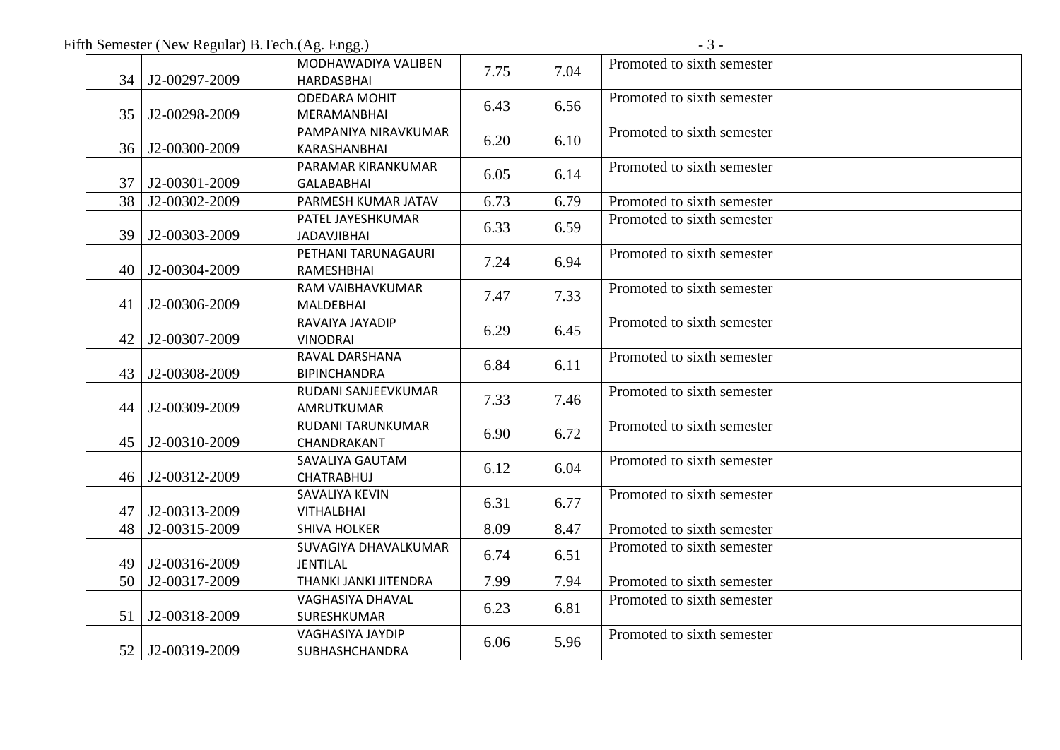| 34 | J2-00297-2009 | MODHAWADIYA VALIBEN HARDASBHAI | 7.75 | 7.04 | Promoted to sixth semester |
|---|---|---|---|---|---|
| 35 | J2-00298-2009 | ODEDARA MOHIT MERAMANBHAI | 6.43 | 6.56 | Promoted to sixth semester |
| 36 | J2-00300-2009 | PAMPANIYA NIRAVKUMAR KARASHANBHAI | 6.20 | 6.10 | Promoted to sixth semester |
| 37 | J2-00301-2009 | PARAMAR KIRANKUMAR GALABABHAI | 6.05 | 6.14 | Promoted to sixth semester |
| 38 | J2-00302-2009 | PARMESH KUMAR JATAV | 6.73 | 6.79 | Promoted to sixth semester |
| 39 | J2-00303-2009 | PATEL JAYESHKUMAR JADAVJIBHAI | 6.33 | 6.59 | Promoted to sixth semester |
| 40 | J2-00304-2009 | PETHANI TARUNAGAURI RAMESHBHAI | 7.24 | 6.94 | Promoted to sixth semester |
| 41 | J2-00306-2009 | RAM VAIBHAVKUMAR MALDEBHAI | 7.47 | 7.33 | Promoted to sixth semester |
| 42 | J2-00307-2009 | RAVAIYA JAYADIP VINODRAI | 6.29 | 6.45 | Promoted to sixth semester |
| 43 | J2-00308-2009 | RAVAL DARSHANA BIPINCHANDRA | 6.84 | 6.11 | Promoted to sixth semester |
| 44 | J2-00309-2009 | RUDANI SANJEEVKUMAR AMRUTKUMAR | 7.33 | 7.46 | Promoted to sixth semester |
| 45 | J2-00310-2009 | RUDANI TARUNKUMAR CHANDRAKANT | 6.90 | 6.72 | Promoted to sixth semester |
| 46 | J2-00312-2009 | SAVALIYA GAUTAM CHATRABHUJ | 6.12 | 6.04 | Promoted to sixth semester |
| 47 | J2-00313-2009 | SAVALIYA KEVIN VITHALBHAI | 6.31 | 6.77 | Promoted to sixth semester |
| 48 | J2-00315-2009 | SHIVA HOLKER | 8.09 | 8.47 | Promoted to sixth semester |
| 49 | J2-00316-2009 | SUVAGIYA DHAVALKUMAR JENTILAL | 6.74 | 6.51 | Promoted to sixth semester |
| 50 | J2-00317-2009 | THANKI JANKI JITENDRA | 7.99 | 7.94 | Promoted to sixth semester |
| 51 | J2-00318-2009 | VAGHASIYA DHAVAL SURESHKUMAR | 6.23 | 6.81 | Promoted to sixth semester |
| 52 | J2-00319-2009 | VAGHASIYA JAYDIP SUBHASHCHANDRA | 6.06 | 5.96 | Promoted to sixth semester |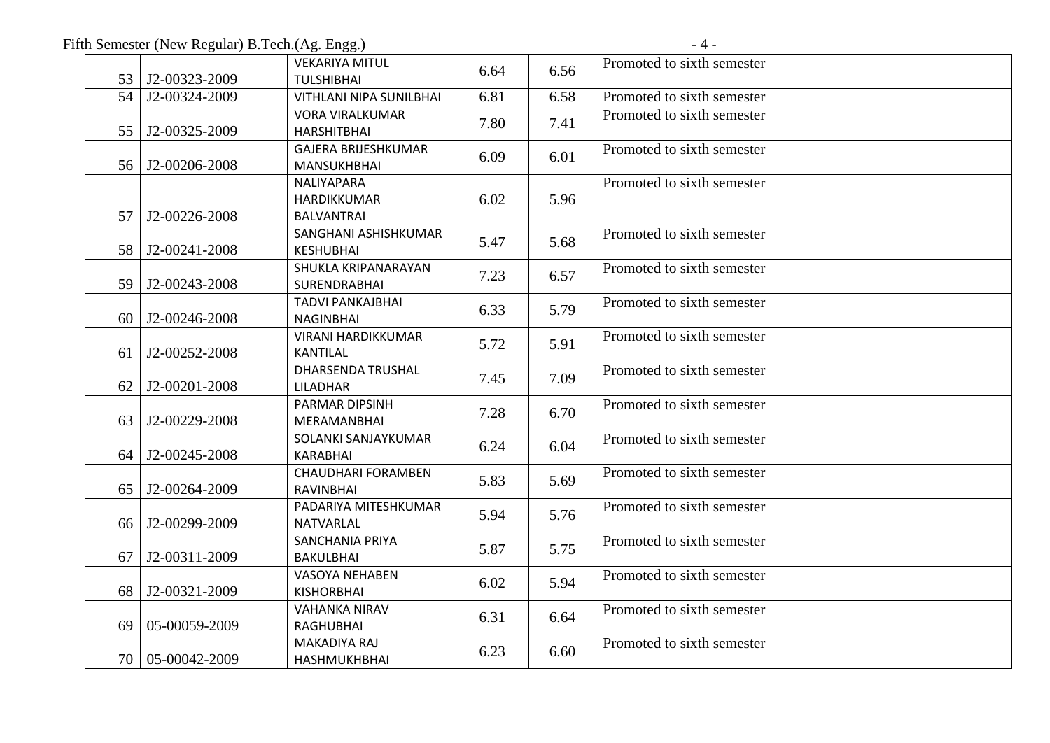| 53 | J2-00323-2009 | VEKARIYA MITUL TULSHIBHAI | 6.64 | 6.56 | Promoted to sixth semester |
|---|---|---|---|---|---|
| 54 | J2-00324-2009 | VITHLANI NIPA SUNILBHAI | 6.81 | 6.58 | Promoted to sixth semester |
| 55 | J2-00325-2009 | VORA VIRALKUMAR HARSHITBHAI | 7.80 | 7.41 | Promoted to sixth semester |
| 56 | J2-00206-2008 | GAJERA BRIJESHKUMAR MANSUKHBHAI | 6.09 | 6.01 | Promoted to sixth semester |
| 57 | J2-00226-2008 | NALIYAPARA HARDIKKUMAR BALVANTRAI | 6.02 | 5.96 | Promoted to sixth semester |
| 58 | J2-00241-2008 | SANGHANI ASHISHKUMAR KESHUBHAI | 5.47 | 5.68 | Promoted to sixth semester |
| 59 | J2-00243-2008 | SHUKLA KRIPANARAYAN SURENDRABHAI | 7.23 | 6.57 | Promoted to sixth semester |
| 60 | J2-00246-2008 | TADVI PANKAJBHAI NAGINBHAI | 6.33 | 5.79 | Promoted to sixth semester |
| 61 | J2-00252-2008 | VIRANI HARDIKKUMAR KANTILAL | 5.72 | 5.91 | Promoted to sixth semester |
| 62 | J2-00201-2008 | DHARSENDA TRUSHAL LILADHAR | 7.45 | 7.09 | Promoted to sixth semester |
| 63 | J2-00229-2008 | PARMAR DIPSINH MERAMANBHAI | 7.28 | 6.70 | Promoted to sixth semester |
| 64 | J2-00245-2008 | SOLANKI SANJAYKUMAR KARABHAI | 6.24 | 6.04 | Promoted to sixth semester |
| 65 | J2-00264-2009 | CHAUDHARI FORAMBEN RAVINBHAI | 5.83 | 5.69 | Promoted to sixth semester |
| 66 | J2-00299-2009 | PADARIYA MITESHKUMAR NATVARLAL | 5.94 | 5.76 | Promoted to sixth semester |
| 67 | J2-00311-2009 | SANCHANIA PRIYA BAKULBHAI | 5.87 | 5.75 | Promoted to sixth semester |
| 68 | J2-00321-2009 | VASOYA NEHABEN KISHORBHAI | 6.02 | 5.94 | Promoted to sixth semester |
| 69 | 05-00059-2009 | VAHANKA NIRAV RAGHUBHAI | 6.31 | 6.64 | Promoted to sixth semester |
| 70 | 05-00042-2009 | MAKADIYA RAJ HASHMUKHBHAI | 6.23 | 6.60 | Promoted to sixth semester |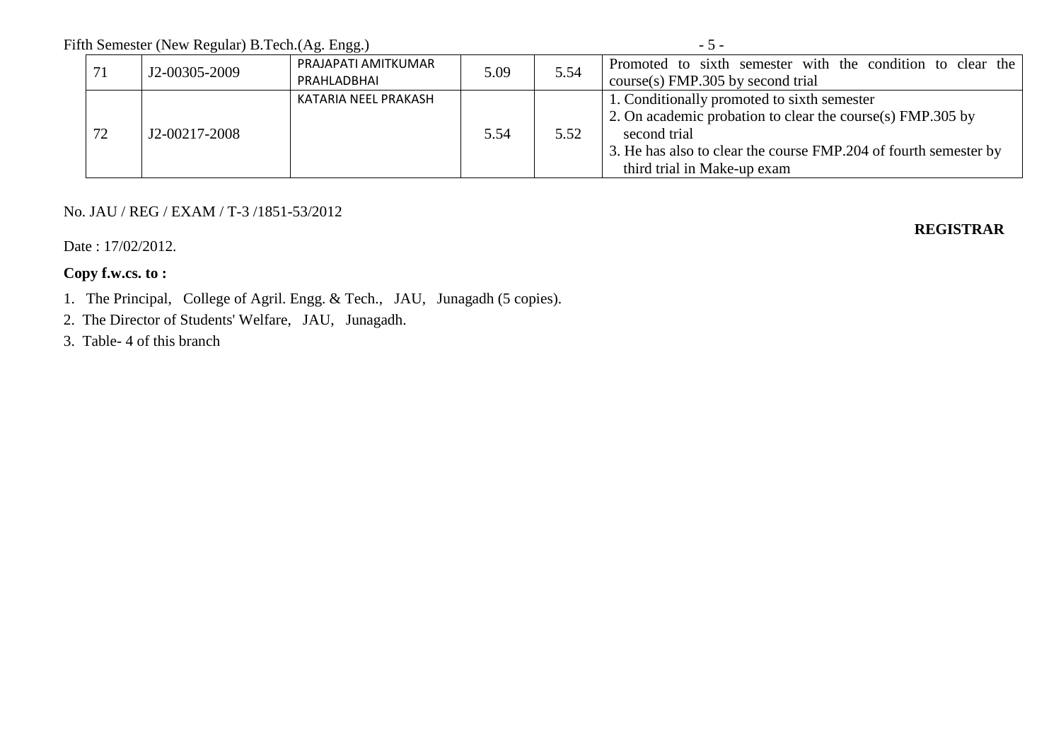Fifth Semester (New Regular) B.Tech.(Ag. Engg.)

| | | | | | |
|---|---|---|---|---|---|
| 71 | J2-00305-2009 | PRAJAPATI AMITKUMAR PRAHLADBHAI | 5.09 | 5.54 | Promoted to sixth semester with the condition to clear the course(s) FMP.305 by second trial |
| 72 | J2-00217-2008 | KATARIA NEEL PRAKASH | 5.54 | 5.52 | 1. Conditionally promoted to sixth semester<br>2. On academic probation to clear the course(s) FMP.305 by second trial<br>3. He has also to clear the course FMP.204 of fourth semester by third trial in Make-up exam |

No. JAU / REG / EXAM / T-3 /1851-53/2012

**REGISTRAR**

Date : 17/02/2012.

**Copy f.w.cs. to :**

1. The Principal, College of Agril. Engg. & Tech., JAU, Junagadh (5 copies).
2. The Director of Students' Welfare, JAU, Junagadh.
3. Table- 4 of this branch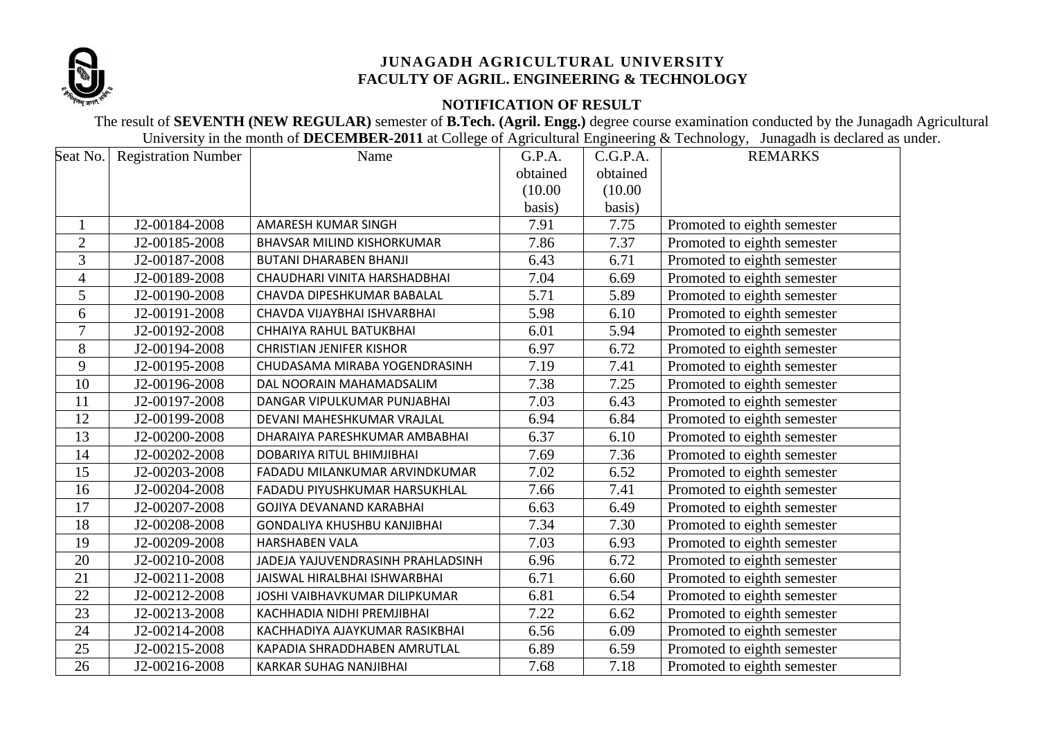# JUNAGADH AGRICULTURAL UNIVERSITY
## FACULTY OF AGRIL. ENGINEERING & TECHNOLOGY

### NOTIFICATION OF RESULT

The result of **SEVENTH (NEW REGULAR)** semester of **B.Tech. (Agril. Engg.)** degree course examination conducted by the Junagadh Agricultural University in the month of **DECEMBER-2011** at College of Agricultural Engineering & Technology, Junagadh is declared as under.

| Seat No. | Registration Number | Name | G.P.A. obtained (10.00 basis) | C.G.P.A. obtained (10.00 basis) | REMARKS |
|---|---|---|---|---|---|
| 1 | J2-00184-2008 | AMARESH KUMAR SINGH | 7.91 | 7.75 | Promoted to eighth semester |
| 2 | J2-00185-2008 | BHAVSAR MILIND KISHORKUMAR | 7.86 | 7.37 | Promoted to eighth semester |
| 3 | J2-00187-2008 | BUTANI DHARABEN BHANJI | 6.43 | 6.71 | Promoted to eighth semester |
| 4 | J2-00189-2008 | CHAUDHARI VINITA HARSHADBHAI | 7.04 | 6.69 | Promoted to eighth semester |
| 5 | J2-00190-2008 | CHAVDA DIPESHKUMAR BABALAL | 5.71 | 5.89 | Promoted to eighth semester |
| 6 | J2-00191-2008 | CHAVDA VIJAYBHAI ISHVARBHAI | 5.98 | 6.10 | Promoted to eighth semester |
| 7 | J2-00192-2008 | CHHAIYA RAHUL BATUKBHAI | 6.01 | 5.94 | Promoted to eighth semester |
| 8 | J2-00194-2008 | CHRISTIAN JENIFER KISHOR | 6.97 | 6.72 | Promoted to eighth semester |
| 9 | J2-00195-2008 | CHUDASAMA MIRABA YOGENDRASINH | 7.19 | 7.41 | Promoted to eighth semester |
| 10 | J2-00196-2008 | DAL NOORAIN MAHAMADSALIM | 7.38 | 7.25 | Promoted to eighth semester |
| 11 | J2-00197-2008 | DANGAR VIPULKUMAR PUNJABHAI | 7.03 | 6.43 | Promoted to eighth semester |
| 12 | J2-00199-2008 | DEVANI MAHESHKUMAR VRAJLAL | 6.94 | 6.84 | Promoted to eighth semester |
| 13 | J2-00200-2008 | DHARAIYA PARESHKUMAR AMBABHAI | 6.37 | 6.10 | Promoted to eighth semester |
| 14 | J2-00202-2008 | DOBARIYA RITUL BHIMJIBHAI | 7.69 | 7.36 | Promoted to eighth semester |
| 15 | J2-00203-2008 | FADADU MILANKUMAR ARVINDKUMAR | 7.02 | 6.52 | Promoted to eighth semester |
| 16 | J2-00204-2008 | FADADU PIYUSHKUMAR HARSUKHLAL | 7.66 | 7.41 | Promoted to eighth semester |
| 17 | J2-00207-2008 | GOJIYA DEVANAND KARABHAI | 6.63 | 6.49 | Promoted to eighth semester |
| 18 | J2-00208-2008 | GONDALIYA KHUSHBU KANJIBHAI | 7.34 | 7.30 | Promoted to eighth semester |
| 19 | J2-00209-2008 | HARSHABEN VALA | 7.03 | 6.93 | Promoted to eighth semester |
| 20 | J2-00210-2008 | JADEJA YAJUVENDRASINH PRAHLADSINH | 6.96 | 6.72 | Promoted to eighth semester |
| 21 | J2-00211-2008 | JAISWAL HIRALBHAI ISHWARBHAI | 6.71 | 6.60 | Promoted to eighth semester |
| 22 | J2-00212-2008 | JOSHI VAIBHAVKUMAR DILIPKUMAR | 6.81 | 6.54 | Promoted to eighth semester |
| 23 | J2-00213-2008 | KACHHADIA NIDHI PREMJIBHAI | 7.22 | 6.62 | Promoted to eighth semester |
| 24 | J2-00214-2008 | KACHHADIYA AJAYKUMAR RASIKBHAI | 6.56 | 6.09 | Promoted to eighth semester |
| 25 | J2-00215-2008 | KAPADIA SHRADDHABEN AMRUTLAL | 6.89 | 6.59 | Promoted to eighth semester |
| 26 | J2-00216-2008 | KARKAR SUHAG NANJIBHAI | 7.68 | 7.18 | Promoted to eighth semester |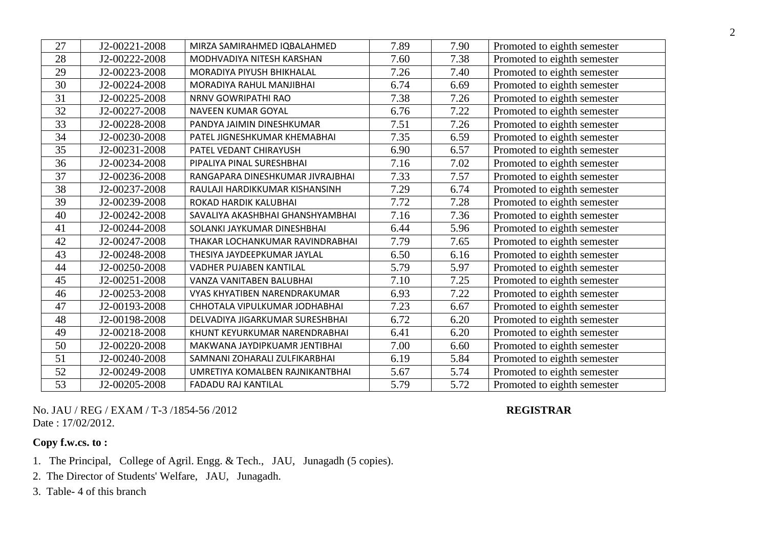| 27 | J2-00221-2008 | MIRZA SAMIRAHMED IQBALAHMED | 7.89 | 7.90 | Promoted to eighth semester |
|---|---|---|---|---|---|
| 28 | J2-00222-2008 | MODHVADIYA NITESH KARSHAN | 7.60 | 7.38 | Promoted to eighth semester |
| 29 | J2-00223-2008 | MORADIYA PIYUSH BHIKHALAL | 7.26 | 7.40 | Promoted to eighth semester |
| 30 | J2-00224-2008 | MORADIYA RAHUL MANJIBHAI | 6.74 | 6.69 | Promoted to eighth semester |
| 31 | J2-00225-2008 | NRNV GOWRIPATHI RAO | 7.38 | 7.26 | Promoted to eighth semester |
| 32 | J2-00227-2008 | NAVEEN KUMAR GOYAL | 6.76 | 7.22 | Promoted to eighth semester |
| 33 | J2-00228-2008 | PANDYA JAIMIN DINESHKUMAR | 7.51 | 7.26 | Promoted to eighth semester |
| 34 | J2-00230-2008 | PATEL JIGNESHKUMAR KHEMABHAI | 7.35 | 6.59 | Promoted to eighth semester |
| 35 | J2-00231-2008 | PATEL VEDANT CHIRAYUSH | 6.90 | 6.57 | Promoted to eighth semester |
| 36 | J2-00234-2008 | PIPALIYA PINAL SURESHBHAI | 7.16 | 7.02 | Promoted to eighth semester |
| 37 | J2-00236-2008 | RANGAPARA DINESHKUMAR JIVRAJBHAI | 7.33 | 7.57 | Promoted to eighth semester |
| 38 | J2-00237-2008 | RAULAJI HARDIKKUMAR KISHANSINH | 7.29 | 6.74 | Promoted to eighth semester |
| 39 | J2-00239-2008 | ROKAD HARDIK KALUBHAI | 7.72 | 7.28 | Promoted to eighth semester |
| 40 | J2-00242-2008 | SAVALIYA AKASHBHAI GHANSHYAMBHAI | 7.16 | 7.36 | Promoted to eighth semester |
| 41 | J2-00244-2008 | SOLANKI JAYKUMAR DINESHBHAI | 6.44 | 5.96 | Promoted to eighth semester |
| 42 | J2-00247-2008 | THAKAR LOCHANKUMAR RAVINDRABHAI | 7.79 | 7.65 | Promoted to eighth semester |
| 43 | J2-00248-2008 | THESIYA JAYDEEPKUMAR JAYLAL | 6.50 | 6.16 | Promoted to eighth semester |
| 44 | J2-00250-2008 | VADHER PUJABEN KANTILAL | 5.79 | 5.97 | Promoted to eighth semester |
| 45 | J2-00251-2008 | VANZA VANITABEN BALUBHAI | 7.10 | 7.25 | Promoted to eighth semester |
| 46 | J2-00253-2008 | VYAS KHYATIBEN NARENDRAKUMAR | 6.93 | 7.22 | Promoted to eighth semester |
| 47 | J2-00193-2008 | CHHOTALA VIPULKUMAR JODHABHAI | 7.23 | 6.67 | Promoted to eighth semester |
| 48 | J2-00198-2008 | DELVADIYA JIGARKUMAR SURESHBHAI | 6.72 | 6.20 | Promoted to eighth semester |
| 49 | J2-00218-2008 | KHUNT KEYURKUMAR NARENDRABHAI | 6.41 | 6.20 | Promoted to eighth semester |
| 50 | J2-00220-2008 | MAKWANA JAYDIPKUAMR JENTIBHAI | 7.00 | 6.60 | Promoted to eighth semester |
| 51 | J2-00240-2008 | SAMNANI ZOHARALI ZULFIKARBHAI | 6.19 | 5.84 | Promoted to eighth semester |
| 52 | J2-00249-2008 | UMRETIYA KOMALBEN RAJNIKANTBHAI | 5.67 | 5.74 | Promoted to eighth semester |
| 53 | J2-00205-2008 | FADADU RAJ KANTILAL | 5.79 | 5.72 | Promoted to eighth semester |

No. JAU / REG / EXAM / T-3 /1854-56 /2012

Date : 17/02/2012.

**REGISTRAR**

**Copy f.w.cs. to :**

1. The Principal, College of Agril. Engg. & Tech., JAU, Junagadh (5 copies).
2. The Director of Students' Welfare, JAU, Junagadh.
3. Table- 4 of this branch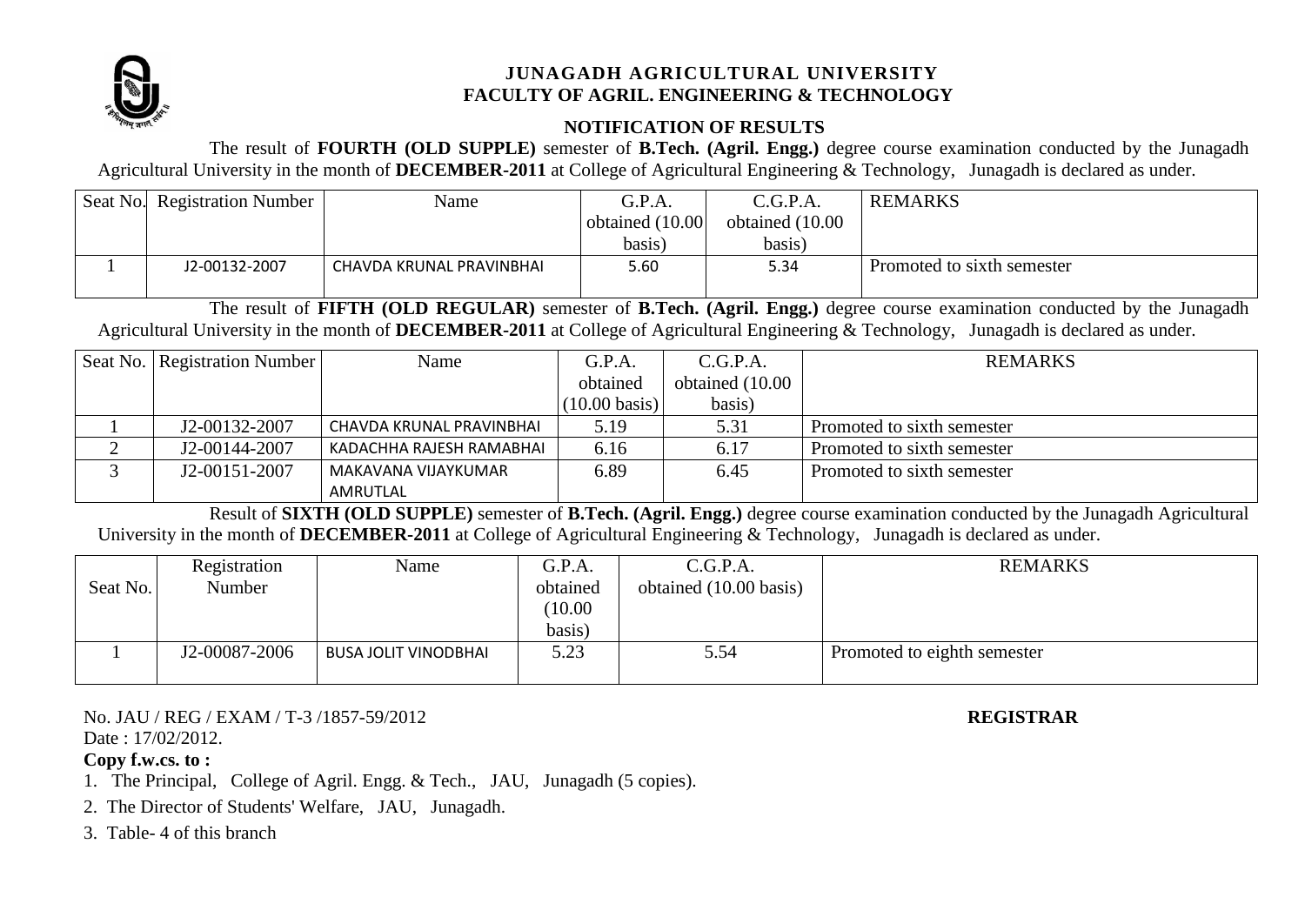**JUNAGADH AGRICULTURAL UNIVERSITY**
**FACULTY OF AGRIL. ENGINEERING & TECHNOLOGY**

**NOTIFICATION OF RESULTS**

The result of **FOURTH (OLD SUPPLE)** semester of **B.Tech. (Agril. Engg.)** degree course examination conducted by the Junagadh Agricultural University in the month of **DECEMBER-2011** at College of Agricultural Engineering & Technology, Junagadh is declared as under.

| Seat No. | Registration Number | Name | G.P.A. obtained (10.00 basis) | C.G.P.A. obtained (10.00 basis) | REMARKS |
|---|---|---|---|---|---|
| 1 | J2-00132-2007 | CHAVDA KRUNAL PRAVINBHAI | 5.60 | 5.34 | Promoted to sixth semester |

The result of **FIFTH (OLD REGULAR)** semester of **B.Tech. (Agril. Engg.)** degree course examination conducted by the Junagadh Agricultural University in the month of **DECEMBER-2011** at College of Agricultural Engineering & Technology, Junagadh is declared as under.

| Seat No. | Registration Number | Name | G.P.A. obtained (10.00 basis) | C.G.P.A. obtained (10.00 basis) | REMARKS |
|---|---|---|---|---|---|
| 1 | J2-00132-2007 | CHAVDA KRUNAL PRAVINBHAI | 5.19 | 5.31 | Promoted to sixth semester |
| 2 | J2-00144-2007 | KADACHHA RAJESH RAMABHAI | 6.16 | 6.17 | Promoted to sixth semester |
| 3 | J2-00151-2007 | MAKAVANA VIJAYKUMAR AMRUTLAL | 6.89 | 6.45 | Promoted to sixth semester |

Result of **SIXTH (OLD SUPPLE)** semester of **B.Tech. (Agril. Engg.)** degree course examination conducted by the Junagadh Agricultural University in the month of **DECEMBER-2011** at College of Agricultural Engineering & Technology, Junagadh is declared as under.

| Seat No. | Registration Number | Name | G.P.A. obtained (10.00 basis) | C.G.P.A. obtained (10.00 basis) | REMARKS |
|---|---|---|---|---|---|
| 1 | J2-00087-2006 | BUSA JOLIT VINODBHAI | 5.23 | 5.54 | Promoted to eighth semester |

No. JAU / REG / EXAM / T-3 /1857-59/2012

Date : 17/02/2012.

**REGISTRAR**

**Copy f.w.cs. to :**

1. The Principal, College of Agril. Engg. & Tech., JAU, Junagadh (5 copies).
2. The Director of Students' Welfare, JAU, Junagadh.
3. Table- 4 of this branch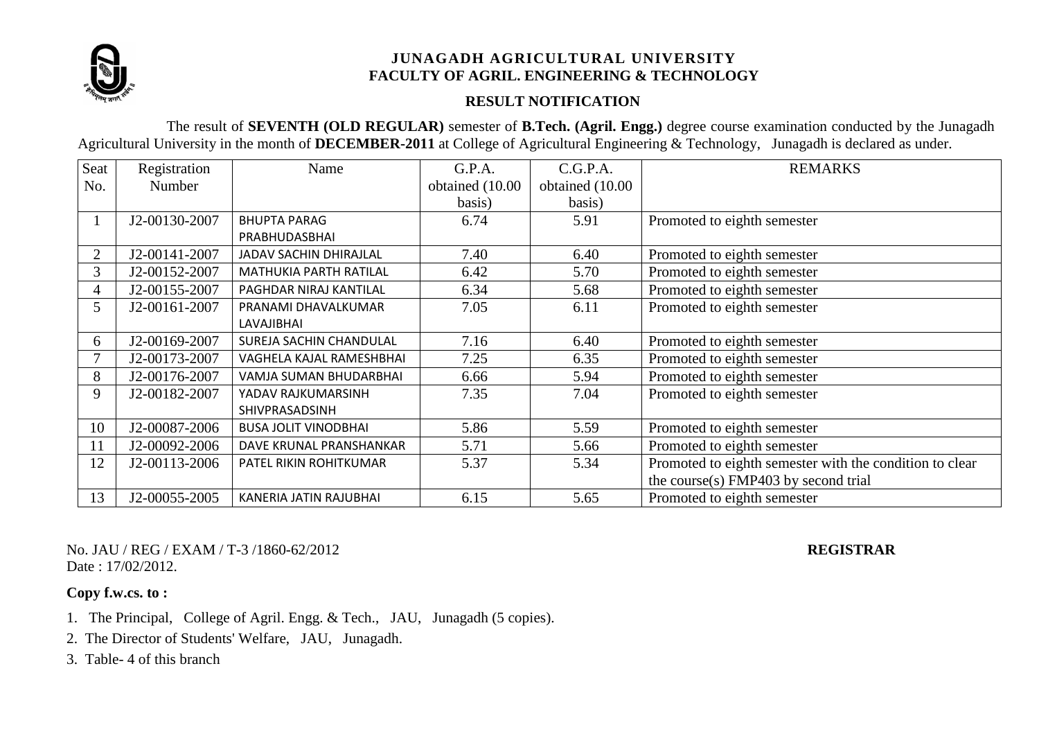# JUNAGADH AGRICULTURAL UNIVERSITY
## FACULTY OF AGRIL. ENGINEERING & TECHNOLOGY

### RESULT NOTIFICATION

The result of **SEVENTH (OLD REGULAR)** semester of **B.Tech. (Agril. Engg.)** degree course examination conducted by the Junagadh Agricultural University in the month of **DECEMBER-2011** at College of Agricultural Engineering & Technology, Junagadh is declared as under.

| Seat No. | Registration Number | Name | G.P.A. obtained (10.00 basis) | C.G.P.A. obtained (10.00 basis) | REMARKS |
|---|---|---|---|---|---|
| 1 | J2-00130-2007 | BHUPTA PARAG PRABHUDASBHAI | 6.74 | 5.91 | Promoted to eighth semester |
| 2 | J2-00141-2007 | JADAV SACHIN DHIRAJLAL | 7.40 | 6.40 | Promoted to eighth semester |
| 3 | J2-00152-2007 | MATHUKIA PARTH RATILAL | 6.42 | 5.70 | Promoted to eighth semester |
| 4 | J2-00155-2007 | PAGHDAR NIRAJ KANTILAL | 6.34 | 5.68 | Promoted to eighth semester |
| 5 | J2-00161-2007 | PRANAMI DHAVALKUMAR LAVAJIBHAI | 7.05 | 6.11 | Promoted to eighth semester |
| 6 | J2-00169-2007 | SUREJA SACHIN CHANDULAL | 7.16 | 6.40 | Promoted to eighth semester |
| 7 | J2-00173-2007 | VAGHELA KAJAL RAMESHBHAI | 7.25 | 6.35 | Promoted to eighth semester |
| 8 | J2-00176-2007 | VAMJA SUMAN BHUDARBHAI | 6.66 | 5.94 | Promoted to eighth semester |
| 9 | J2-00182-2007 | YADAV RAJKUMARSINH SHIVPRASADSINH | 7.35 | 7.04 | Promoted to eighth semester |
| 10 | J2-00087-2006 | BUSA JOLIT VINODBHAI | 5.86 | 5.59 | Promoted to eighth semester |
| 11 | J2-00092-2006 | DAVE KRUNAL PRANSHANKAR | 5.71 | 5.66 | Promoted to eighth semester |
| 12 | J2-00113-2006 | PATEL RIKIN ROHITKUMAR | 5.37 | 5.34 | Promoted to eighth semester with the condition to clear the course(s) FMP403 by second trial |
| 13 | J2-00055-2005 | KANERIA JATIN RAJUBHAI | 6.15 | 5.65 | Promoted to eighth semester |

No. JAU / REG / EXAM / T-3 /1860-62/2012

Date : 17/02/2012.

**REGISTRAR**

**Copy f.w.cs. to :**

1. The Principal, College of Agril. Engg. & Tech., JAU, Junagadh (5 copies).
2. The Director of Students' Welfare, JAU, Junagadh.
3. Table- 4 of this branch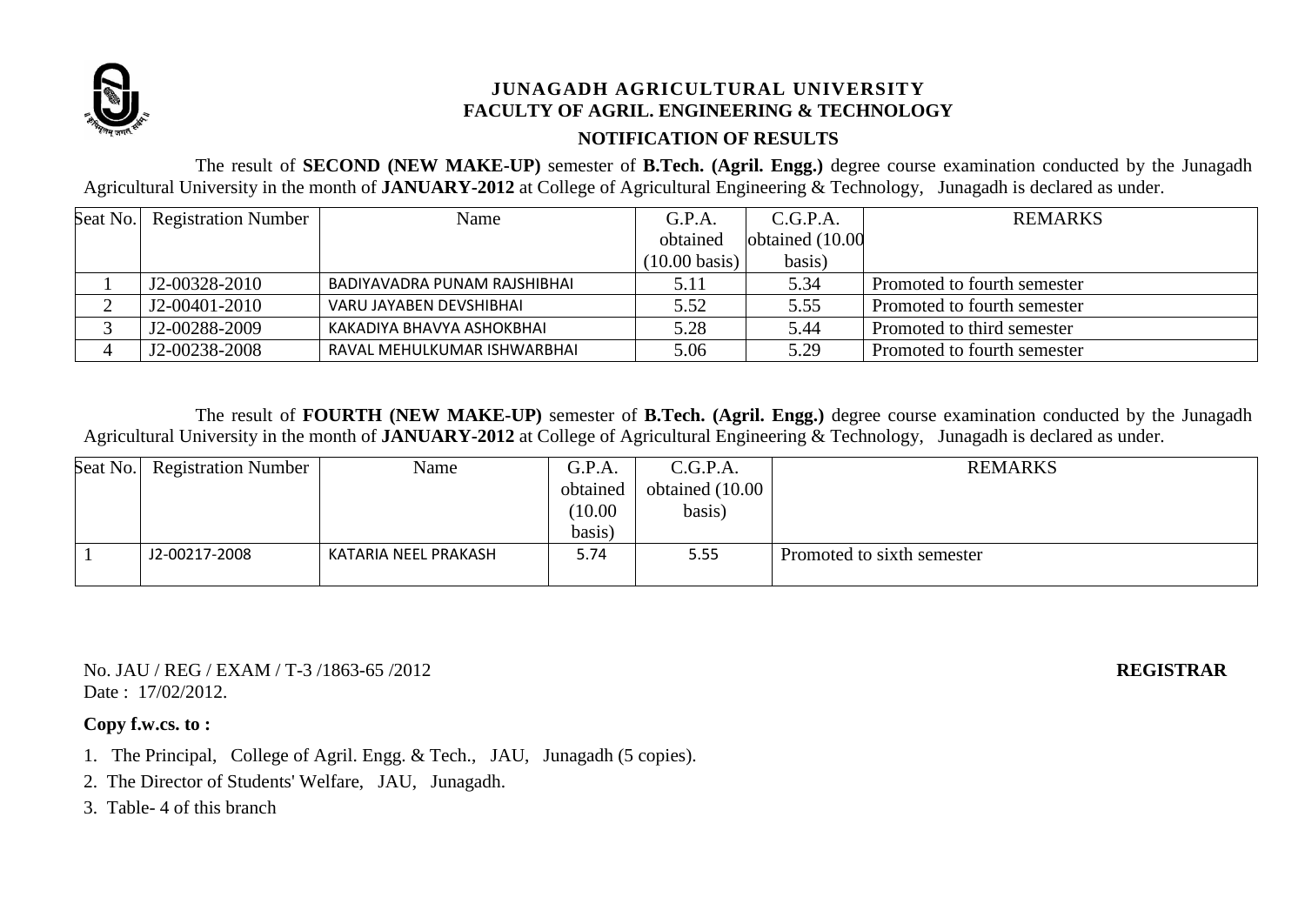**JUNAGADH AGRICULTURAL UNIVERSITY**
**FACULTY OF AGRIL. ENGINEERING & TECHNOLOGY**

**NOTIFICATION OF RESULTS**

The result of **SECOND (NEW MAKE-UP)** semester of **B.Tech. (Agril. Engg.)** degree course examination conducted by the Junagadh Agricultural University in the month of **JANUARY-2012** at College of Agricultural Engineering & Technology, Junagadh is declared as under.

| Seat No. | Registration Number | Name | G.P.A. obtained (10.00 basis) | C.G.P.A. obtained (10.00 basis) | REMARKS |
|---|---|---|---|---|---|
| 1 | J2-00328-2010 | BADIYAVADRA PUNAM RAJSHIBHAI | 5.11 | 5.34 | Promoted to fourth semester |
| 2 | J2-00401-2010 | VARU JAYABEN DEVSHIBHAI | 5.52 | 5.55 | Promoted to fourth semester |
| 3 | J2-00288-2009 | KAKADIYA BHAVYA ASHOKBHAI | 5.28 | 5.44 | Promoted to third semester |
| 4 | J2-00238-2008 | RAVAL MEHULKUMAR ISHWARBHAI | 5.06 | 5.29 | Promoted to fourth semester |

The result of **FOURTH (NEW MAKE-UP)** semester of **B.Tech. (Agril. Engg.)** degree course examination conducted by the Junagadh Agricultural University in the month of **JANUARY-2012** at College of Agricultural Engineering & Technology, Junagadh is declared as under.

| Seat No. | Registration Number | Name | G.P.A. obtained (10.00 basis) | C.G.P.A. obtained (10.00 basis) | REMARKS |
|---|---|---|---|---|---|
| 1 | J2-00217-2008 | KATARIA NEEL PRAKASH | 5.74 | 5.55 | Promoted to sixth semester |

No. JAU / REG / EXAM / T-3 /1863-65 /2012
Date : 17/02/2012.

**REGISTRAR**

**Copy f.w.cs. to :**

1. The Principal, College of Agril. Engg. & Tech., JAU, Junagadh (5 copies).
2. The Director of Students' Welfare, JAU, Junagadh.
3. Table- 4 of this branch